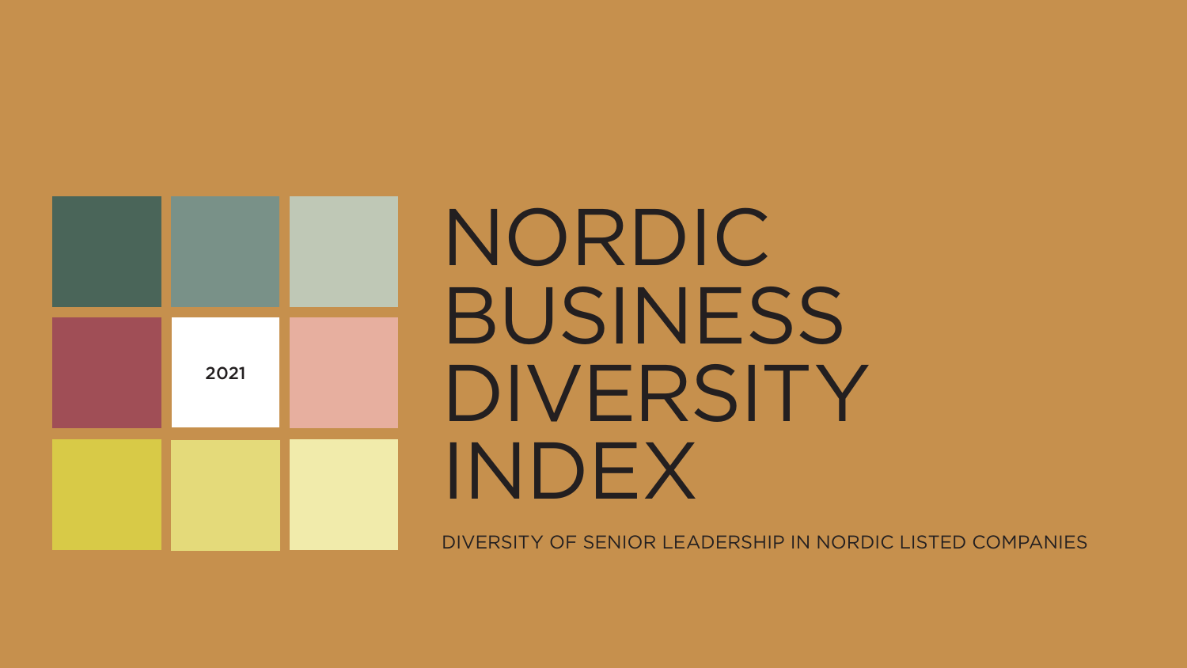2021

# NORDIC BUSINESS DIVERSITY INDEX

DIVERSITY OF SENIOR LEADERSHIP IN NORDIC LISTED COMPANIES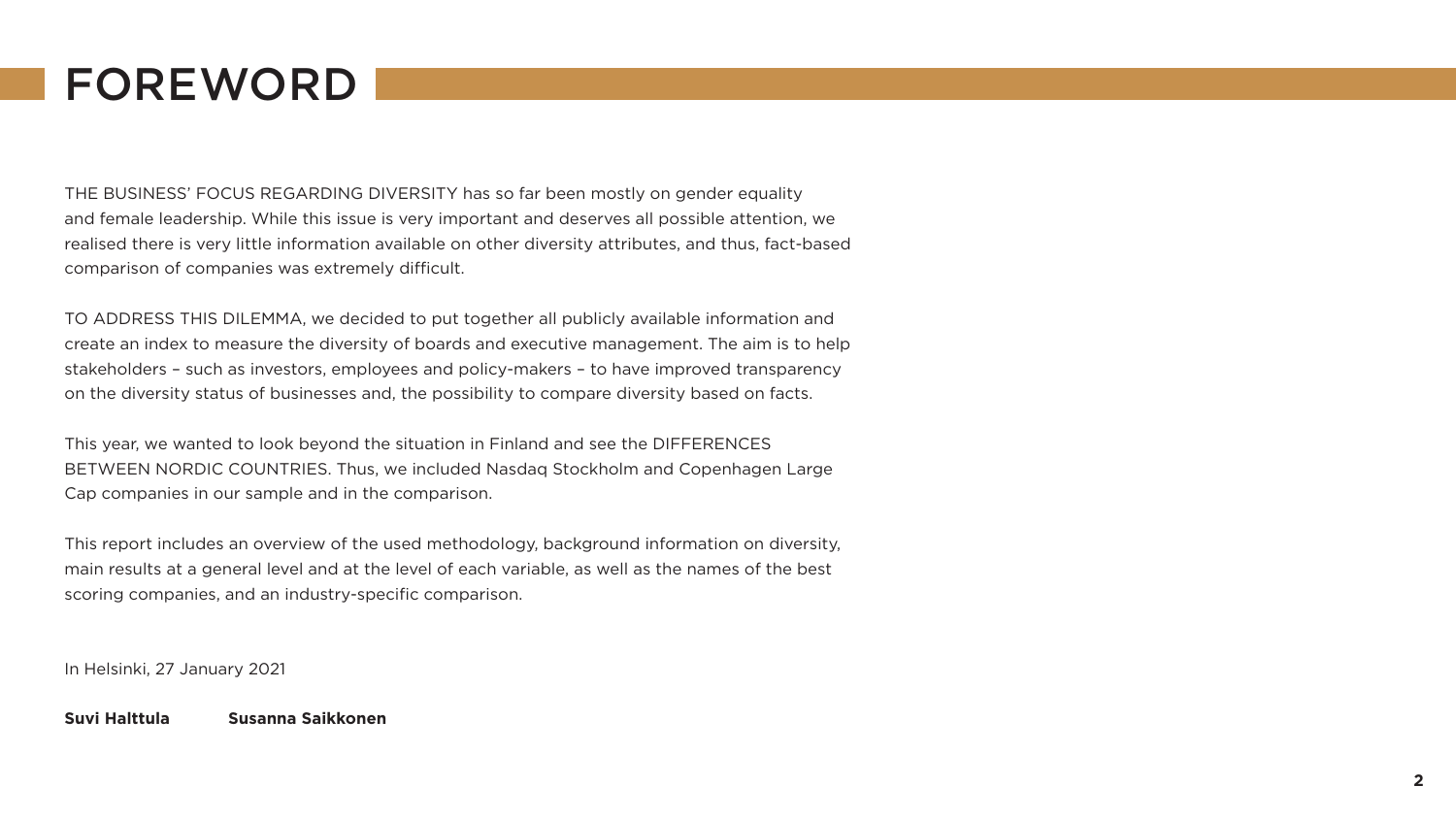# FOREWORD

THE BUSINESS' FOCUS REGARDING DIVERSITY has so far been mostly on gender equality and female leadership. While this issue is very important and deserves all possible attention, we realised there is very little information available on other diversity attributes, and thus, fact-based comparison of companies was extremely difficult.

TO ADDRESS THIS DILEMMA, we decided to put together all publicly available information and create an index to measure the diversity of boards and executive management. The aim is to help stakeholders – such as investors, employees and policy-makers – to have improved transparency on the diversity status of businesses and, the possibility to compare diversity based on facts.

This year, we wanted to look beyond the situation in Finland and see the DIFFERENCES BETWEEN NORDIC COUNTRIES. Thus, we included Nasdaq Stockholm and Copenhagen Large Cap companies in our sample and in the comparison.

This report includes an overview of the used methodology, background information on diversity, main results at a general level and at the level of each variable, as well as the names of the best scoring companies, and an industry-specific comparison.

In Helsinki, 27 January 2021

**Suvi Halttula** **Susanna Saikkonen**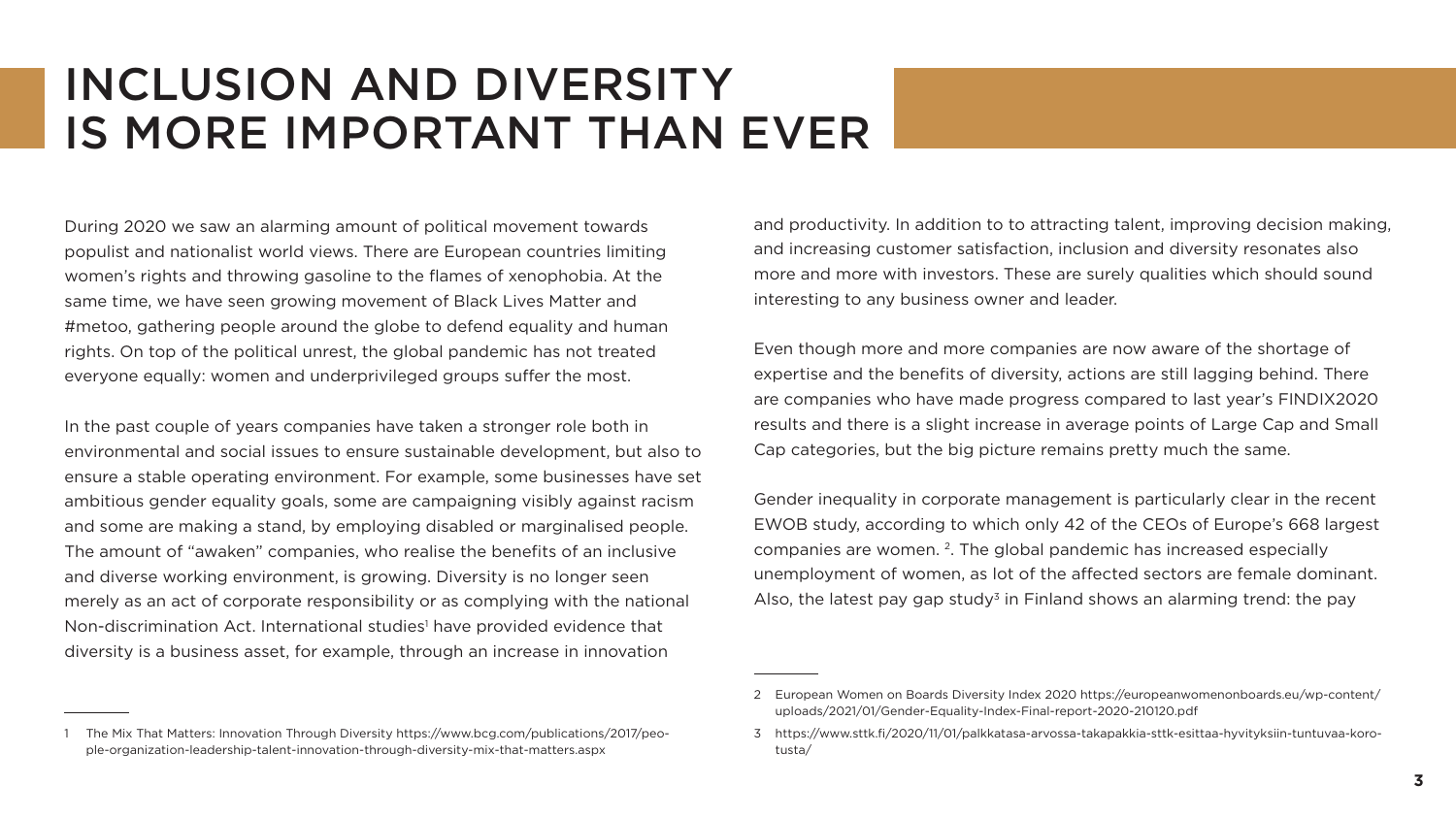# INCLUSION AND DIVERSITY IS MORE IMPORTANT THAN EVER

During 2020 we saw an alarming amount of political movement towards populist and nationalist world views. There are European countries limiting women's rights and throwing gasoline to the flames of xenophobia. At the same time, we have seen growing movement of Black Lives Matter and #metoo, gathering people around the globe to defend equality and human rights. On top of the political unrest, the global pandemic has not treated everyone equally: women and underprivileged groups suffer the most.

In the past couple of years companies have taken a stronger role both in environmental and social issues to ensure sustainable development, but also to ensure a stable operating environment. For example, some businesses have set ambitious gender equality goals, some are campaigning visibly against racism and some are making a stand, by employing disabled or marginalised people. The amount of "awaken" companies, who realise the benefits of an inclusive and diverse working environment, is growing. Diversity is no longer seen merely as an act of corporate responsibility or as complying with the national Non-discrimination Act. International studies[1] have provided evidence that diversity is a business asset, for example, through an increase in innovation and productivity. In addition to to attracting talent, improving decision making, and increasing customer satisfaction, inclusion and diversity resonates also more and more with investors. These are surely qualities which should sound interesting to any business owner and leader.

Even though more and more companies are now aware of the shortage of expertise and the benefits of diversity, actions are still lagging behind. There are companies who have made progress compared to last year's FINDIX2020 results and there is a slight increase in average points of Large Cap and Small Cap categories, but the big picture remains pretty much the same.

Gender inequality in corporate management is particularly clear in the recent EWOB study, according to which only 42 of the CEOs of Europe's 668 largest companies are women. [2]. The global pandemic has increased especially unemployment of women, as lot of the affected sectors are female dominant. Also, the latest pay gap study[3] in Finland shows an alarming trend: the pay

---

1 The Mix That Matters: Innovation Through Diversity https://www.bcg.com/publications/2017/people-organization-leadership-talent-innovation-through-diversity-mix-that-matters.aspx

2 European Women on Boards Diversity Index 2020 https://europeanwomenonboards.eu/wp-content/uploads/2021/01/Gender-Equality-Index-Final-report-2020-210120.pdf

3 https://www.sttk.fi/2020/11/01/palkkatasa-arvossa-takapakkia-sttk-esittaa-hyvityksiin-tuntuvaa-korotusta/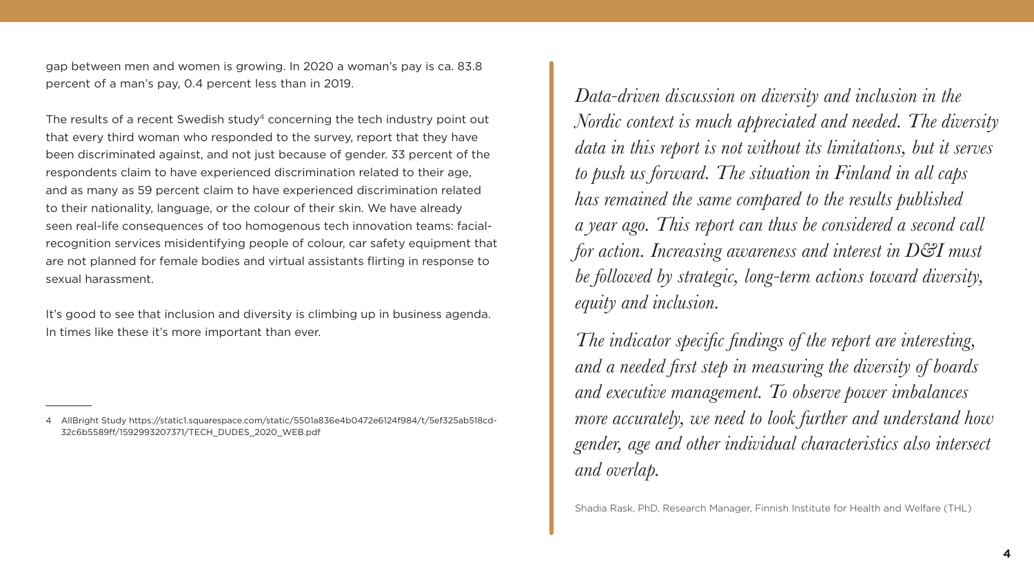gap between men and women is growing. In 2020 a woman's pay is ca. 83.8 percent of a man's pay, 0.4 percent less than in 2019.

The results of a recent Swedish study[4] concerning the tech industry point out that every third woman who responded to the survey, report that they have been discriminated against, and not just because of gender. 33 percent of the respondents claim to have experienced discrimination related to their age, and as many as 59 percent claim to have experienced discrimination related to their nationality, language, or the colour of their skin. We have already seen real-life consequences of too homogenous tech innovation teams: facial-recognition services misidentifying people of colour, car safety equipment that are not planned for female bodies and virtual assistants flirting in response to sexual harassment.

It's good to see that inclusion and diversity is climbing up in business agenda. In times like these it's more important than ever.

> *Data-driven discussion on diversity and inclusion in the Nordic context is much appreciated and needed. The diversity data in this report is not without its limitations, but it serves to push us forward. The situation in Finland in all caps has remained the same compared to the results published a year ago. This report can thus be considered a second call for action. Increasing awareness and interest in D&I must be followed by strategic, long-term actions toward diversity, equity and inclusion.*
>
> *The indicator specific findings of the report are interesting, and a needed first step in measuring the diversity of boards and executive management. To observe power imbalances more accurately, we need to look further and understand how gender, age and other individual characteristics also intersect and overlap.*
>
> Shadia Rask, PhD, Research Manager, Finnish Institute for Health and Welfare (THL)

---

4 AllBright Study https://static1.squarespace.com/static/5501a836e4b0472e6124f984/t/5ef325ab518cd-32c6b5589ff/1592993207371/TECH_DUDES_2020_WEB.pdf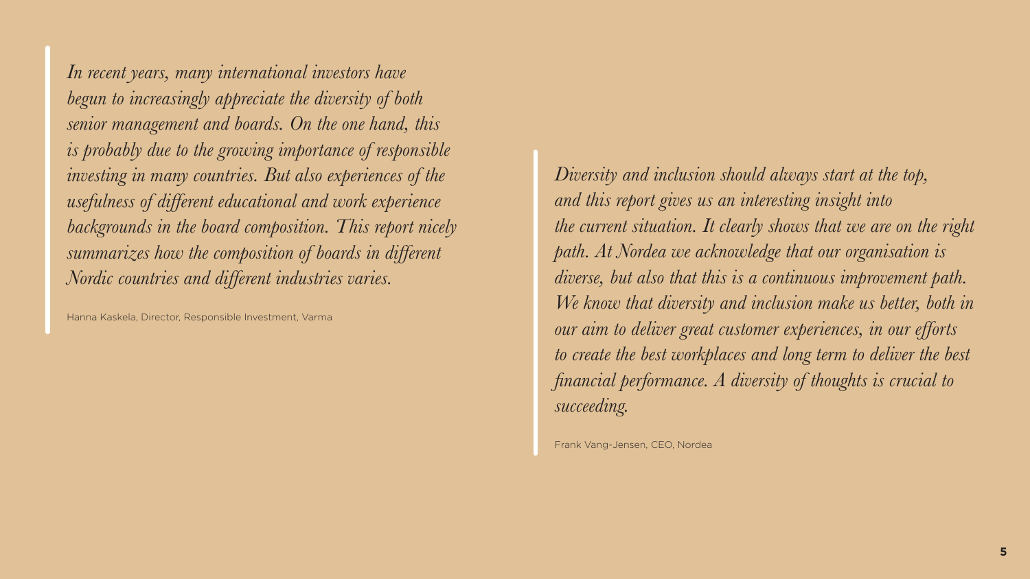*In recent years, many international investors have begun to increasingly appreciate the diversity of both senior management and boards. On the one hand, this is probably due to the growing importance of responsible investing in many countries. But also experiences of the usefulness of different educational and work experience backgrounds in the board composition. This report nicely summarizes how the composition of boards in different Nordic countries and different industries varies.*

Hanna Kaskela, Director, Responsible Investment, Varma

*Diversity and inclusion should always start at the top, and this report gives us an interesting insight into the current situation. It clearly shows that we are on the right path. At Nordea we acknowledge that our organisation is diverse, but also that this is a continuous improvement path. We know that diversity and inclusion make us better, both in our aim to deliver great customer experiences, in our efforts to create the best workplaces and long term to deliver the best financial performance. A diversity of thoughts is crucial to succeeding.*

Frank Vang-Jensen, CEO, Nordea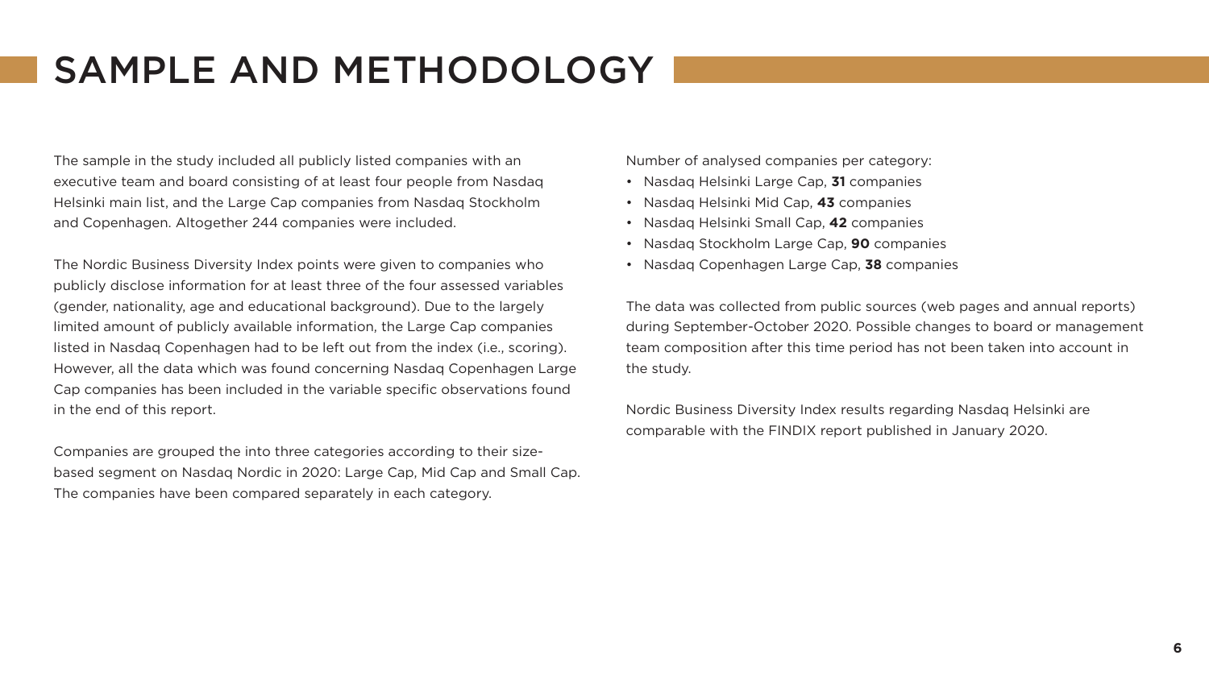# SAMPLE AND METHODOLOGY

The sample in the study included all publicly listed companies with an executive team and board consisting of at least four people from Nasdaq Helsinki main list, and the Large Cap companies from Nasdaq Stockholm and Copenhagen. Altogether 244 companies were included.

The Nordic Business Diversity Index points were given to companies who publicly disclose information for at least three of the four assessed variables (gender, nationality, age and educational background). Due to the largely limited amount of publicly available information, the Large Cap companies listed in Nasdaq Copenhagen had to be left out from the index (i.e., scoring). However, all the data which was found concerning Nasdaq Copenhagen Large Cap companies has been included in the variable specific observations found in the end of this report.

Companies are grouped the into three categories according to their size-based segment on Nasdaq Nordic in 2020: Large Cap, Mid Cap and Small Cap. The companies have been compared separately in each category.

Number of analysed companies per category:

- Nasdaq Helsinki Large Cap, **31** companies
- Nasdaq Helsinki Mid Cap, **43** companies
- Nasdaq Helsinki Small Cap, **42** companies
- Nasdaq Stockholm Large Cap, **90** companies
- Nasdaq Copenhagen Large Cap, **38** companies

The data was collected from public sources (web pages and annual reports) during September-October 2020. Possible changes to board or management team composition after this time period has not been taken into account in the study.

Nordic Business Diversity Index results regarding Nasdaq Helsinki are comparable with the FINDIX report published in January 2020.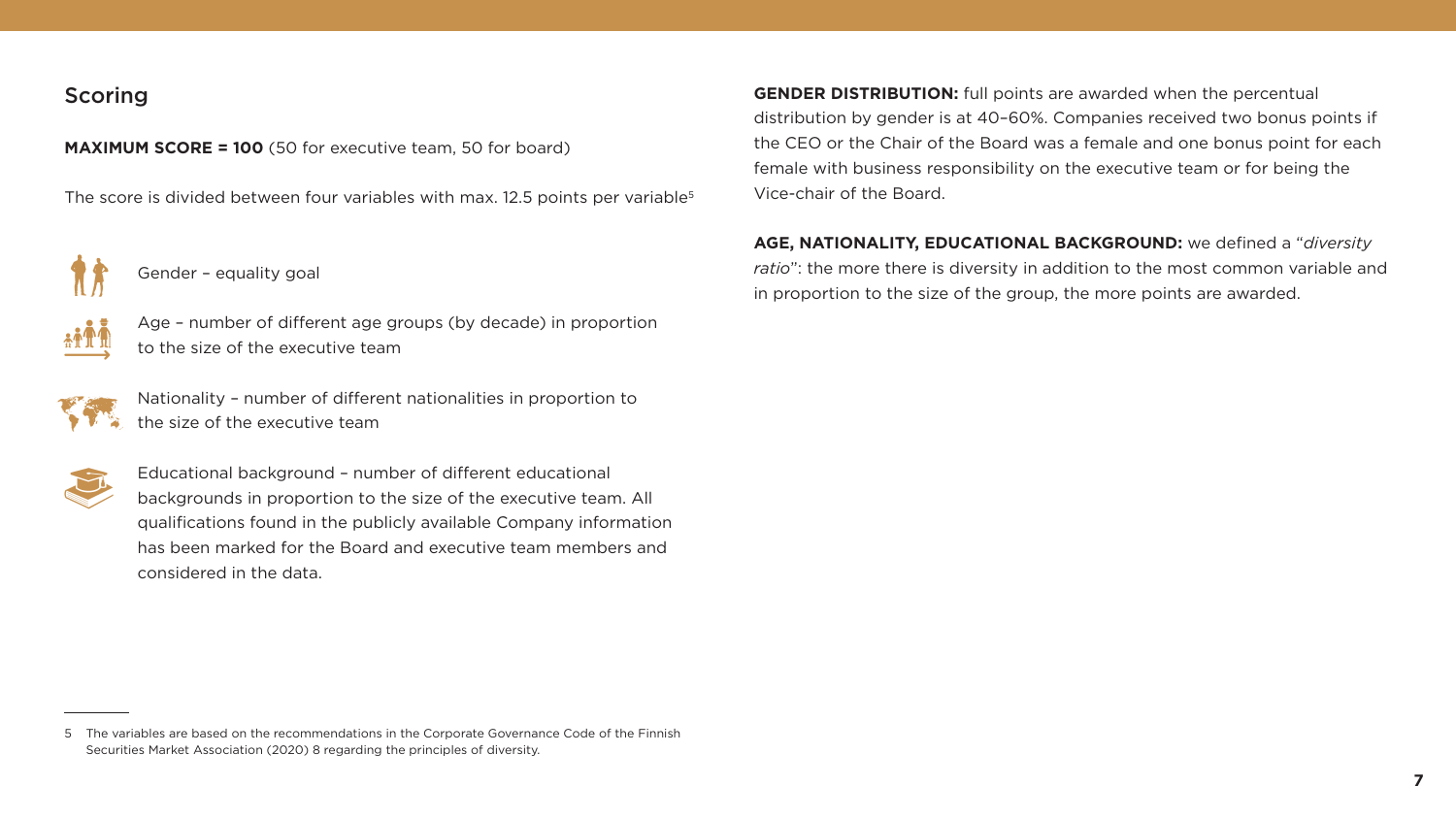## Scoring

**MAXIMUM SCORE = 100** (50 for executive team, 50 for board)

The score is divided between four variables with max. 12.5 points per variable[5]

- Gender – equality goal
- Age – number of different age groups (by decade) in proportion to the size of the executive team
- Nationality – number of different nationalities in proportion to the size of the executive team
- Educational background – number of different educational backgrounds in proportion to the size of the executive team. All qualifications found in the publicly available Company information has been marked for the Board and executive team members and considered in the data.

**GENDER DISTRIBUTION:** full points are awarded when the percentual distribution by gender is at 40–60%. Companies received two bonus points if the CEO or the Chair of the Board was a female and one bonus point for each female with business responsibility on the executive team or for being the Vice-chair of the Board.

**AGE, NATIONALITY, EDUCATIONAL BACKGROUND:** we defined a "*diversity ratio*": the more there is diversity in addition to the most common variable and in proportion to the size of the group, the more points are awarded.

---

5 The variables are based on the recommendations in the Corporate Governance Code of the Finnish Securities Market Association (2020) 8 regarding the principles of diversity.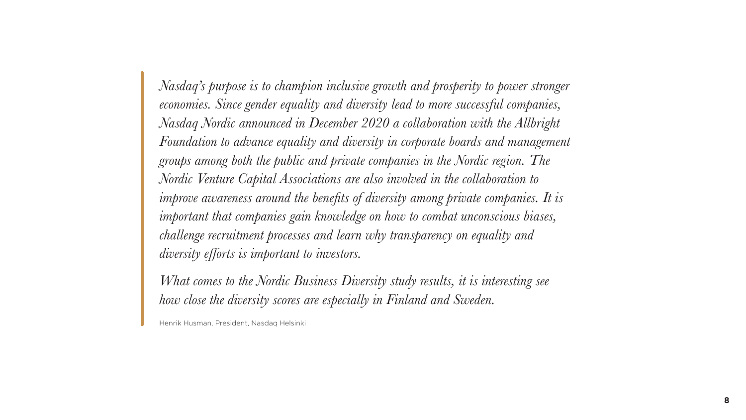> *Nasdaq's purpose is to champion inclusive growth and prosperity to power stronger economies. Since gender equality and diversity lead to more successful companies, Nasdaq Nordic announced in December 2020 a collaboration with the Allbright Foundation to advance equality and diversity in corporate boards and management groups among both the public and private companies in the Nordic region. The Nordic Venture Capital Associations are also involved in the collaboration to improve awareness around the benefits of diversity among private companies. It is important that companies gain knowledge on how to combat unconscious biases, challenge recruitment processes and learn why transparency on equality and diversity efforts is important to investors.*
>
> *What comes to the Nordic Business Diversity study results, it is interesting see how close the diversity scores are especially in Finland and Sweden.*
>
> Henrik Husman, President, Nasdaq Helsinki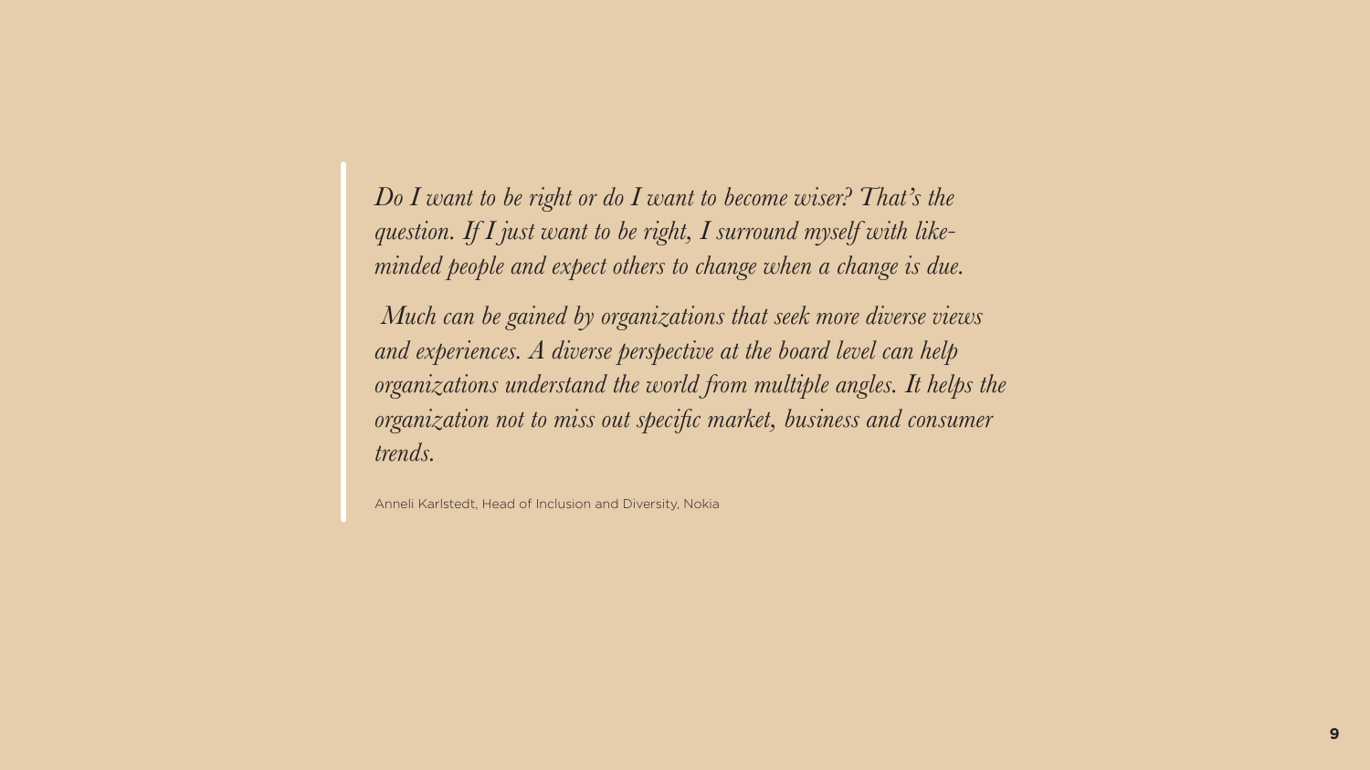> *Do I want to be right or do I want to become wiser? That's the question. If I just want to be right, I surround myself with like-minded people and expect others to change when a change is due.*
>
> *Much can be gained by organizations that seek more diverse views and experiences. A diverse perspective at the board level can help organizations understand the world from multiple angles. It helps the organization not to miss out specific market, business and consumer trends.*
>
> Anneli Karlstedt, Head of Inclusion and Diversity, Nokia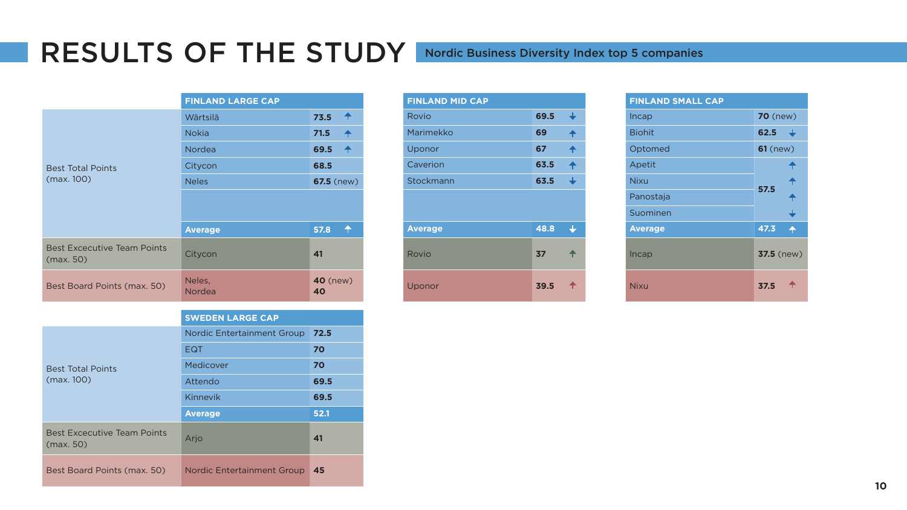# RESULTS OF THE STUDY

## Nordic Business Diversity Index top 5 companies

| | FINLAND LARGE CAP | | |
|---|---|---|---|
| Best Total Points (max. 100) | Wärtsilä | **73.5** | ↑ |
| | Nokia | **71.5** | ↑ |
| | Nordea | **69.5** | ↑ |
| | Citycon | **68.5** | |
| | Neles | **67.5** (new) | |
| | **Average** | **57.8** | ↑ |
| Best Excecutive Team Points (max. 50) | Citycon | **41** | |
| Best Board Points (max. 50) | Neles, Nordea | **40** (new) **40** | |

| FINLAND MID CAP | | |
|---|---|---|
| Rovio | **69.5** | ↓ |
| Marimekko | **69** | ↑ |
| Uponor | **67** | ↑ |
| Caverion | **63.5** | ↑ |
| Stockmann | **63.5** | ↓ |
| **Average** | **48.8** | ↓ |
| Rovio | **37** | ↑ |
| Uponor | **39.5** | ↑ |

| FINLAND SMALL CAP | | |
|---|---|---|
| Incap | **70** (new) | |
| Biohit | **62.5** | ↓ |
| Optomed | **61** (new) | |
| Apetit | **57.5** | ↑ |
| Nixu | **57.5** | ↑ |
| Panostaja | **57.5** | ↑ |
| Suominen | **57.5** | ↓ |
| **Average** | **47.3** | ↑ |
| Incap | **37.5** (new) | |
| Nixu | **37.5** | ↑ |

| | SWEDEN LARGE CAP | |
|---|---|---|
| Best Total Points (max. 100) | Nordic Entertainment Group | **72.5** |
| | EQT | **70** |
| | Medicover | **70** |
| | Attendo | **69.5** |
| | Kinnevik | **69.5** |
| | **Average** | **52.1** |
| Best Excecutive Team Points (max. 50) | Arjo | **41** |
| Best Board Points (max. 50) | Nordic Entertainment Group | **45** |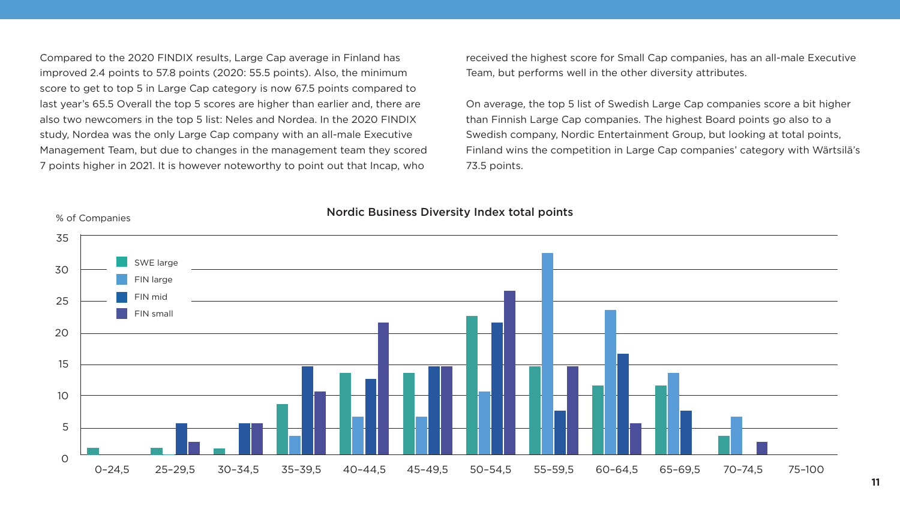Compared to the 2020 FINDIX results, Large Cap average in Finland has improved 2.4 points to 57.8 points (2020: 55.5 points). Also, the minimum score to get to top 5 in Large Cap category is now 67.5 points compared to last year's 65.5 Overall the top 5 scores are higher than earlier and, there are also two newcomers in the top 5 list: Neles and Nordea. In the 2020 FINDIX study, Nordea was the only Large Cap company with an all-male Executive Management Team, but due to changes in the management team they scored 7 points higher in 2021. It is however noteworthy to point out that Incap, who received the highest score for Small Cap companies, has an all-male Executive Team, but performs well in the other diversity attributes.

On average, the top 5 list of Swedish Large Cap companies score a bit higher than Finnish Large Cap companies. The highest Board points go also to a Swedish company, Nordic Entertainment Group, but looking at total points, Finland wins the competition in Large Cap companies' category with Wärtsilä's 73.5 points.

**Nordic Business Diversity Index total points**

% of Companies

| Points | SWE large | FIN large | FIN mid | FIN small |
|---|---|---|---|---|
| 0–24,5 | 1 | 0 | 0 | 0 |
| 25–29,5 | 1 | 0 | 5 | 2 |
| 30–34,5 | 1 | 0 | 5 | 5 |
| 35–39,5 | 8 | 3 | 14 | 10 |
| 40–44,5 | 13 | 6 | 12 | 21 |
| 45–49,5 | 13 | 6 | 14 | 14 |
| 50–54,5 | 22 | 10 | 21 | 26 |
| 55–59,5 | 14 | 32 | 7 | 14 |
| 60–64,5 | 11 | 23 | 16 | 5 |
| 65–69,5 | 11 | 13 | 7 | 0 |
| 70–74,5 | 3 | 6 | 0 | 2 |
| 75–100 | 0 | 0 | 0 | 0 |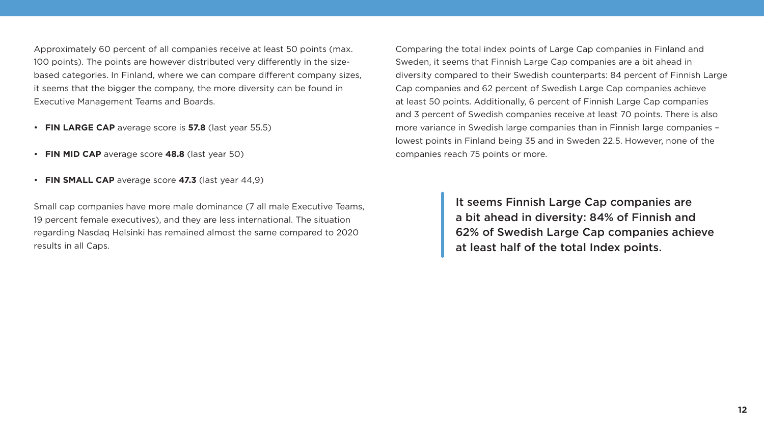Approximately 60 percent of all companies receive at least 50 points (max. 100 points). The points are however distributed very differently in the size-based categories. In Finland, where we can compare different company sizes, it seems that the bigger the company, the more diversity can be found in Executive Management Teams and Boards.

- **FIN LARGE CAP** average score is **57.8** (last year 55.5)
- **FIN MID CAP** average score **48.8** (last year 50)
- **FIN SMALL CAP** average score **47.3** (last year 44,9)

Small cap companies have more male dominance (7 all male Executive Teams, 19 percent female executives), and they are less international. The situation regarding Nasdaq Helsinki has remained almost the same compared to 2020 results in all Caps.

Comparing the total index points of Large Cap companies in Finland and Sweden, it seems that Finnish Large Cap companies are a bit ahead in diversity compared to their Swedish counterparts: 84 percent of Finnish Large Cap companies and 62 percent of Swedish Large Cap companies achieve at least 50 points. Additionally, 6 percent of Finnish Large Cap companies and 3 percent of Swedish companies receive at least 70 points. There is also more variance in Swedish large companies than in Finnish large companies – lowest points in Finland being 35 and in Sweden 22.5. However, none of the companies reach 75 points or more.

> It seems Finnish Large Cap companies are a bit ahead in diversity: 84% of Finnish and 62% of Swedish Large Cap companies achieve at least half of the total Index points.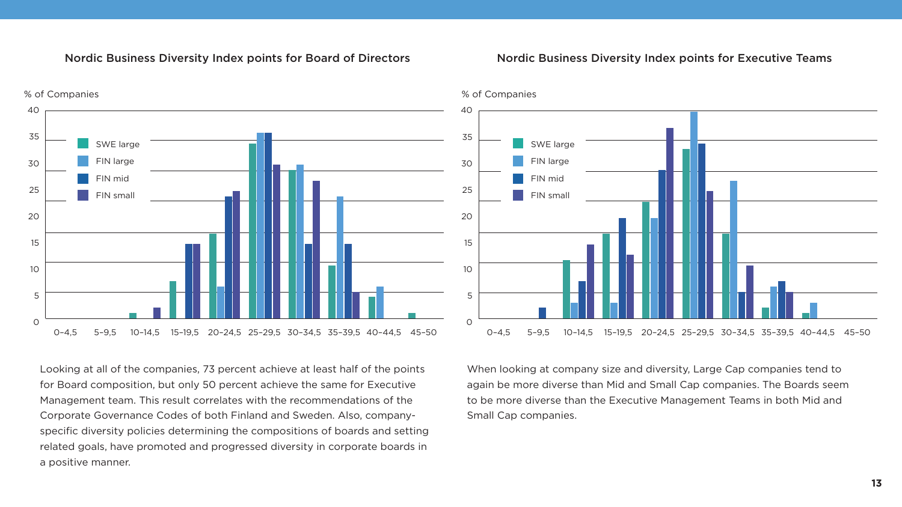### Nordic Business Diversity Index points for Board of Directors

### Nordic Business Diversity Index points for Executive Teams

Looking at all of the companies, 73 percent achieve at least half of the points for Board composition, but only 50 percent achieve the same for Executive Management team. This result correlates with the recommendations of the Corporate Governance Codes of both Finland and Sweden. Also, company-specific diversity policies determining the compositions of boards and setting related goals, have promoted and progressed diversity in corporate boards in a positive manner.

When looking at company size and diversity, Large Cap companies tend to again be more diverse than Mid and Small Cap companies. The Boards seem to be more diverse than the Executive Management Teams in both Mid and Small Cap companies.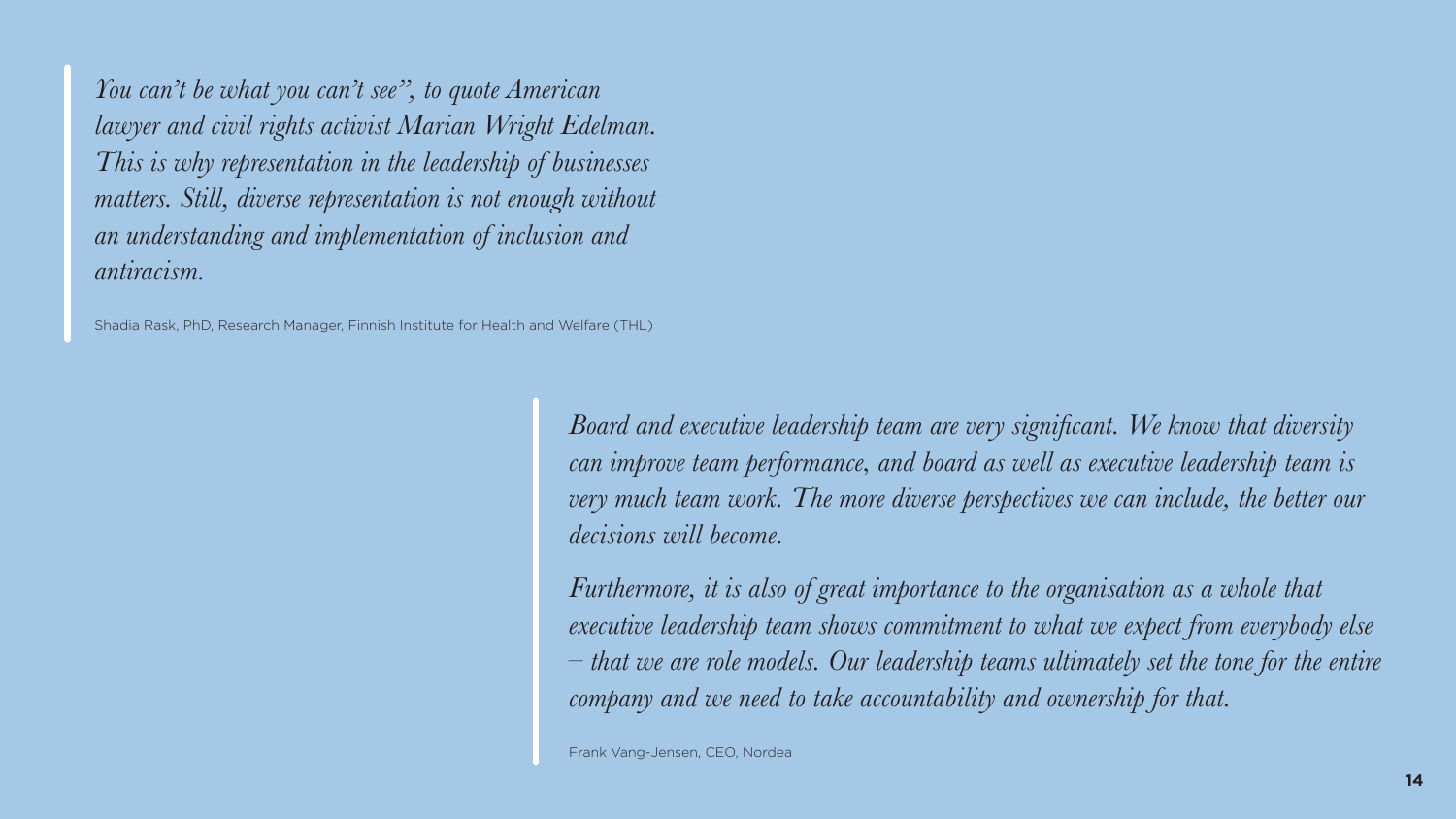> *You can't be what you can't see", to quote American lawyer and civil rights activist Marian Wright Edelman. This is why representation in the leadership of businesses matters. Still, diverse representation is not enough without an understanding and implementation of inclusion and antiracism.*
>
> Shadia Rask, PhD, Research Manager, Finnish Institute for Health and Welfare (THL)

> *Board and executive leadership team are very significant. We know that diversity can improve team performance, and board as well as executive leadership team is very much team work. The more diverse perspectives we can include, the better our decisions will become.*
>
> *Furthermore, it is also of great importance to the organisation as a whole that executive leadership team shows commitment to what we expect from everybody else – that we are role models. Our leadership teams ultimately set the tone for the entire company and we need to take accountability and ownership for that.*
>
> Frank Vang-Jensen, CEO, Nordea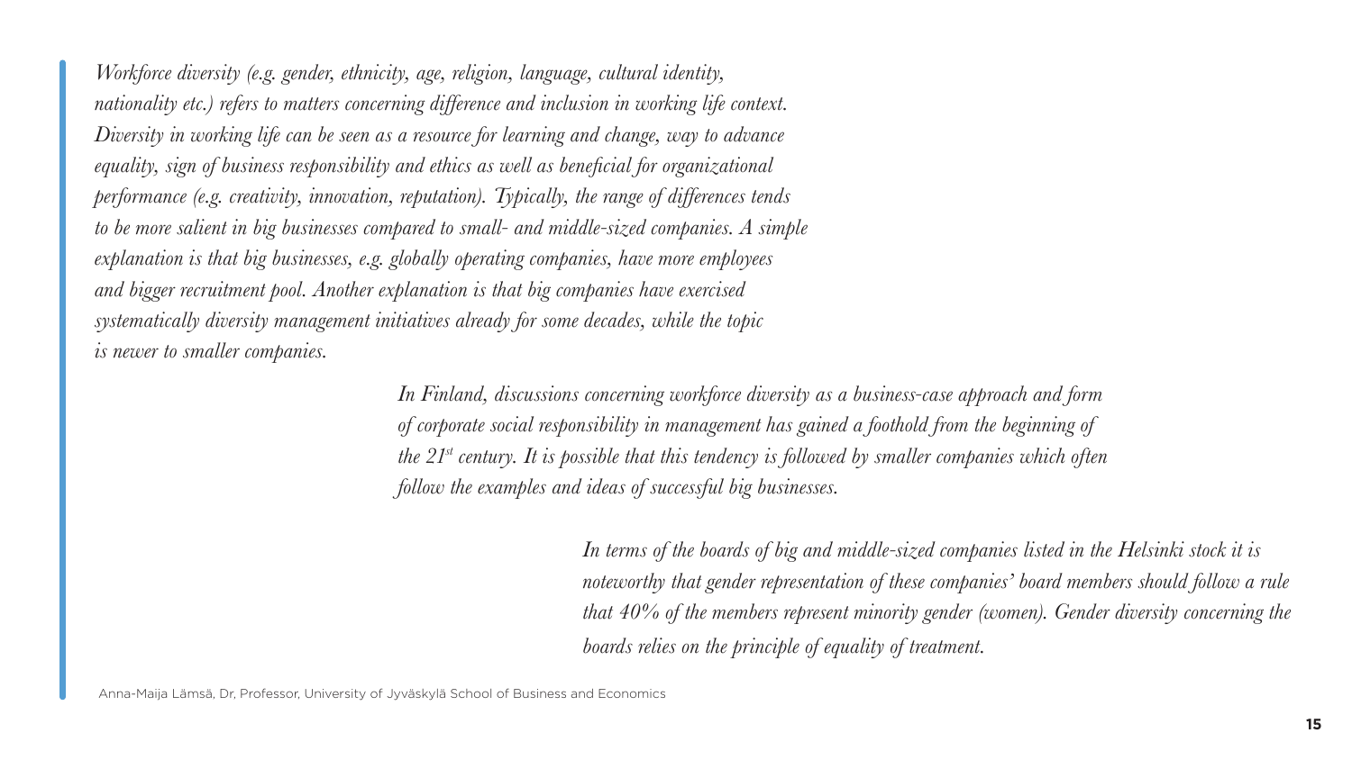*Workforce diversity (e.g. gender, ethnicity, age, religion, language, cultural identity, nationality etc.) refers to matters concerning difference and inclusion in working life context. Diversity in working life can be seen as a resource for learning and change, way to advance equality, sign of business responsibility and ethics as well as beneficial for organizational performance (e.g. creativity, innovation, reputation). Typically, the range of differences tends to be more salient in big businesses compared to small- and middle-sized companies. A simple explanation is that big businesses, e.g. globally operating companies, have more employees and bigger recruitment pool. Another explanation is that big companies have exercised systematically diversity management initiatives already for some decades, while the topic is newer to smaller companies.*

*In Finland, discussions concerning workforce diversity as a business-case approach and form of corporate social responsibility in management has gained a foothold from the beginning of the 21st century. It is possible that this tendency is followed by smaller companies which often follow the examples and ideas of successful big businesses.*

*In terms of the boards of big and middle-sized companies listed in the Helsinki stock it is noteworthy that gender representation of these companies' board members should follow a rule that 40% of the members represent minority gender (women). Gender diversity concerning the boards relies on the principle of equality of treatment.*

Anna-Maija Lämsä, Dr, Professor, University of Jyväskylä School of Business and Economics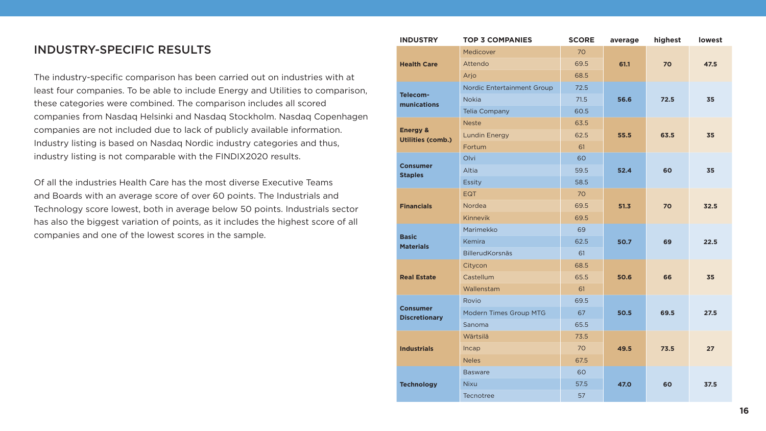## INDUSTRY-SPECIFIC RESULTS

The industry-specific comparison has been carried out on industries with at least four companies. To be able to include Energy and Utilities to comparison, these categories were combined. The comparison includes all scored companies from Nasdaq Helsinki and Nasdaq Stockholm. Nasdaq Copenhagen companies are not included due to lack of publicly available information. Industry listing is based on Nasdaq Nordic industry categories and thus, industry listing is not comparable with the FINDIX2020 results.

Of all the industries Health Care has the most diverse Executive Teams and Boards with an average score of over 60 points. The Industrials and Technology score lowest, both in average below 50 points. Industrials sector has also the biggest variation of points, as it includes the highest score of all companies and one of the lowest scores in the sample.

| INDUSTRY | TOP 3 COMPANIES | SCORE | average | highest | lowest |
|---|---|---|---|---|---|
| **Health Care** | Medicover | 70 | **61.1** | **70** | **47.5** |
| | Attendo | 69.5 | | | |
| | Arjo | 68.5 | | | |
| **Telecom­munications** | Nordic Entertainment Group | 72.5 | **56.6** | **72.5** | **35** |
| | Nokia | 71.5 | | | |
| | Telia Company | 60.5 | | | |
| **Energy & Utilities (comb.)** | Neste | 63.5 | **55.5** | **63.5** | **35** |
| | Lundin Energy | 62.5 | | | |
| | Fortum | 61 | | | |
| **Consumer Staples** | Olvi | 60 | **52.4** | **60** | **35** |
| | Altia | 59.5 | | | |
| | Essity | 58.5 | | | |
| **Financials** | EQT | 70 | **51.3** | **70** | **32.5** |
| | Nordea | 69.5 | | | |
| | Kinnevik | 69.5 | | | |
| **Basic Materials** | Marimekko | 69 | **50.7** | **69** | **22.5** |
| | Kemira | 62.5 | | | |
| | BillerudKorsnäs | 61 | | | |
| **Real Estate** | Citycon | 68.5 | **50.6** | **66** | **35** |
| | Castellum | 65.5 | | | |
| | Wallenstam | 61 | | | |
| **Consumer Discretionary** | Rovio | 69.5 | **50.5** | **69.5** | **27.5** |
| | Modern Times Group MTG | 67 | | | |
| | Sanoma | 65.5 | | | |
| **Industrials** | Wärtsilä | 73.5 | **49.5** | **73.5** | **27** |
| | Incap | 70 | | | |
| | Neles | 67.5 | | | |
| **Technology** | Basware | 60 | **47.0** | **60** | **37.5** |
| | Nixu | 57.5 | | | |
| | Tecnotree | 57 | | | |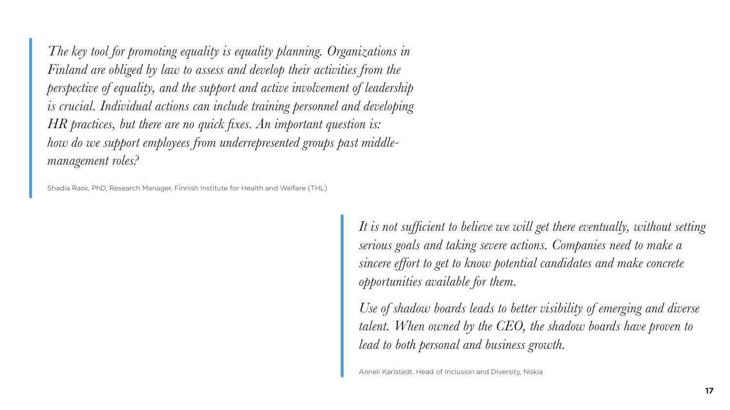> *The key tool for promoting equality is equality planning. Organizations in Finland are obliged by law to assess and develop their activities from the perspective of equality, and the support and active involvement of leadership is crucial. Individual actions can include training personnel and developing HR practices, but there are no quick fixes. An important question is: how do we support employees from underrepresented groups past middle-management roles?*
>
> Shadia Rask, PhD, Research Manager, Finnish Institute for Health and Welfare (THL)

> *It is not sufficient to believe we will get there eventually, without setting serious goals and taking severe actions. Companies need to make a sincere effort to get to know potential candidates and make concrete opportunities available for them.*
>
> *Use of shadow boards leads to better visibility of emerging and diverse talent. When owned by the CEO, the shadow boards have proven to lead to both personal and business growth.*
>
> Anneli Karlstedt, Head of Inclusion and Diversity, Nokia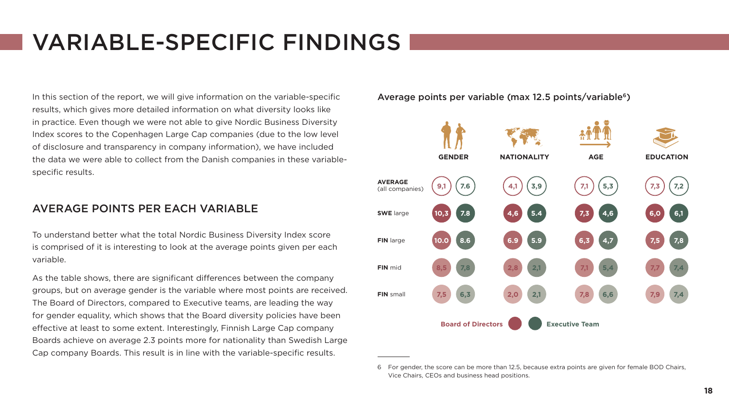# VARIABLE-SPECIFIC FINDINGS

In this section of the report, we will give information on the variable-specific results, which gives more detailed information on what diversity looks like in practice. Even though we were not able to give Nordic Business Diversity Index scores to the Copenhagen Large Cap companies (due to the low level of disclosure and transparency in company information), we have included the data we were able to collect from the Danish companies in these variable-specific results.

## AVERAGE POINTS PER EACH VARIABLE

To understand better what the total Nordic Business Diversity Index score is comprised of it is interesting to look at the average points given per each variable.

As the table shows, there are significant differences between the company groups, but on average gender is the variable where most points are received. The Board of Directors, compared to Executive teams, are leading the way for gender equality, which shows that the Board diversity policies have been effective at least to some extent. Interestingly, Finnish Large Cap company Boards achieve on average 2.3 points more for nationality than Swedish Large Cap company Boards. This result is in line with the variable-specific results.

Average points per variable (max 12.5 points/variable[6])

| | GENDER | | NATIONALITY | | AGE | | EDUCATION | |
|---|---|---|---|---|---|---|---|---|
| | Board of Directors | Executive Team | Board of Directors | Executive Team | Board of Directors | Executive Team | Board of Directors | Executive Team |
| **AVERAGE** (all companies) | 9,1 | 7.6 | 4,1 | 3,9 | 7,1 | 5,3 | 7,3 | 7,2 |
| **SWE** large | 10,3 | 7.8 | 4,6 | 5.4 | 7,3 | 4,6 | 6,0 | 6,1 |
| **FIN** large | 10.0 | 8.6 | 6.9 | 5.9 | 6,3 | 4,7 | 7,5 | 7,8 |
| **FIN** mid | 8,5 | 7,8 | 2,8 | 2,1 | 7,1 | 5,4 | 7,7 | 7,4 |
| **FIN** small | 7,5 | 6,3 | 2,0 | 2,1 | 7,8 | 6,6 | 7,9 | 7,4 |

6 For gender, the score can be more than 12.5, because extra points are given for female BOD Chairs, Vice Chairs, CEOs and business head positions.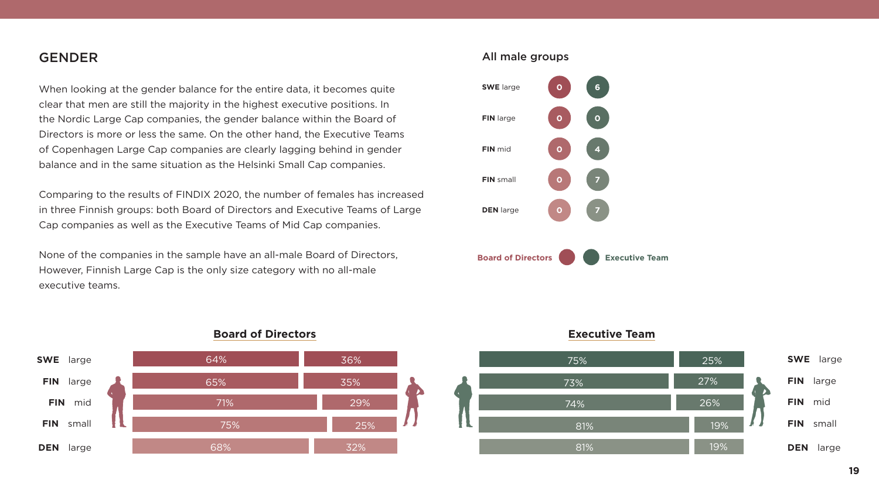## GENDER

When looking at the gender balance for the entire data, it becomes quite clear that men are still the majority in the highest executive positions. In the Nordic Large Cap companies, the gender balance within the Board of Directors is more or less the same. On the other hand, the Executive Teams of Copenhagen Large Cap companies are clearly lagging behind in gender balance and in the same situation as the Helsinki Small Cap companies.

Comparing to the results of FINDIX 2020, the number of females has increased in three Finnish groups: both Board of Directors and Executive Teams of Large Cap companies as well as the Executive Teams of Mid Cap companies.

None of the companies in the sample have an all-male Board of Directors, However, Finnish Large Cap is the only size category with no all-male executive teams.

### All male groups

| | Board of Directors | Executive Team |
|---|---|---|
| **SWE** large | 0 | 6 |
| **FIN** large | 0 | 0 |
| **FIN** mid | 0 | 4 |
| **FIN** small | 0 | 7 |
| **DEN** large | 0 | 7 |

### Board of Directors

| | Male | Female |
|---|---|---|
| **SWE** large | 64% | 36% |
| **FIN** large | 65% | 35% |
| **FIN** mid | 71% | 29% |
| **FIN** small | 75% | 25% |
| **DEN** large | 68% | 32% |

### Executive Team

| | Male | Female |
|---|---|---|
| **SWE** large | 75% | 25% |
| **FIN** large | 73% | 27% |
| **FIN** mid | 74% | 26% |
| **FIN** small | 81% | 19% |
| **DEN** large | 81% | 19% |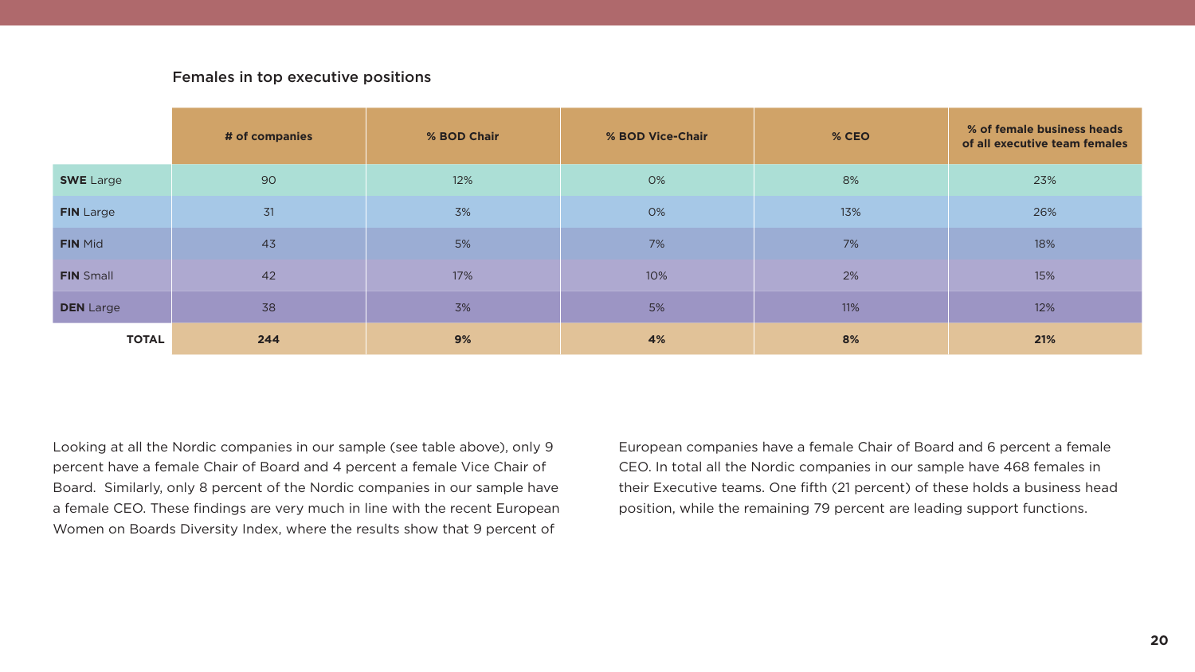Females in top executive positions

| | # of companies | % BOD Chair | % BOD Vice-Chair | % CEO | % of female business heads of all executive team females |
|---|---|---|---|---|---|
| **SWE** Large | 90 | 12% | 0% | 8% | 23% |
| **FIN** Large | 31 | 3% | 0% | 13% | 26% |
| **FIN** Mid | 43 | 5% | 7% | 7% | 18% |
| **FIN** Small | 42 | 17% | 10% | 2% | 15% |
| **DEN** Large | 38 | 3% | 5% | 11% | 12% |
| **TOTAL** | **244** | **9%** | **4%** | **8%** | **21%** |

Looking at all the Nordic companies in our sample (see table above), only 9 percent have a female Chair of Board and 4 percent a female Vice Chair of Board. Similarly, only 8 percent of the Nordic companies in our sample have a female CEO. These findings are very much in line with the recent European Women on Boards Diversity Index, where the results show that 9 percent of European companies have a female Chair of Board and 6 percent a female CEO. In total all the Nordic companies in our sample have 468 females in their Executive teams. One fifth (21 percent) of these holds a business head position, while the remaining 79 percent are leading support functions.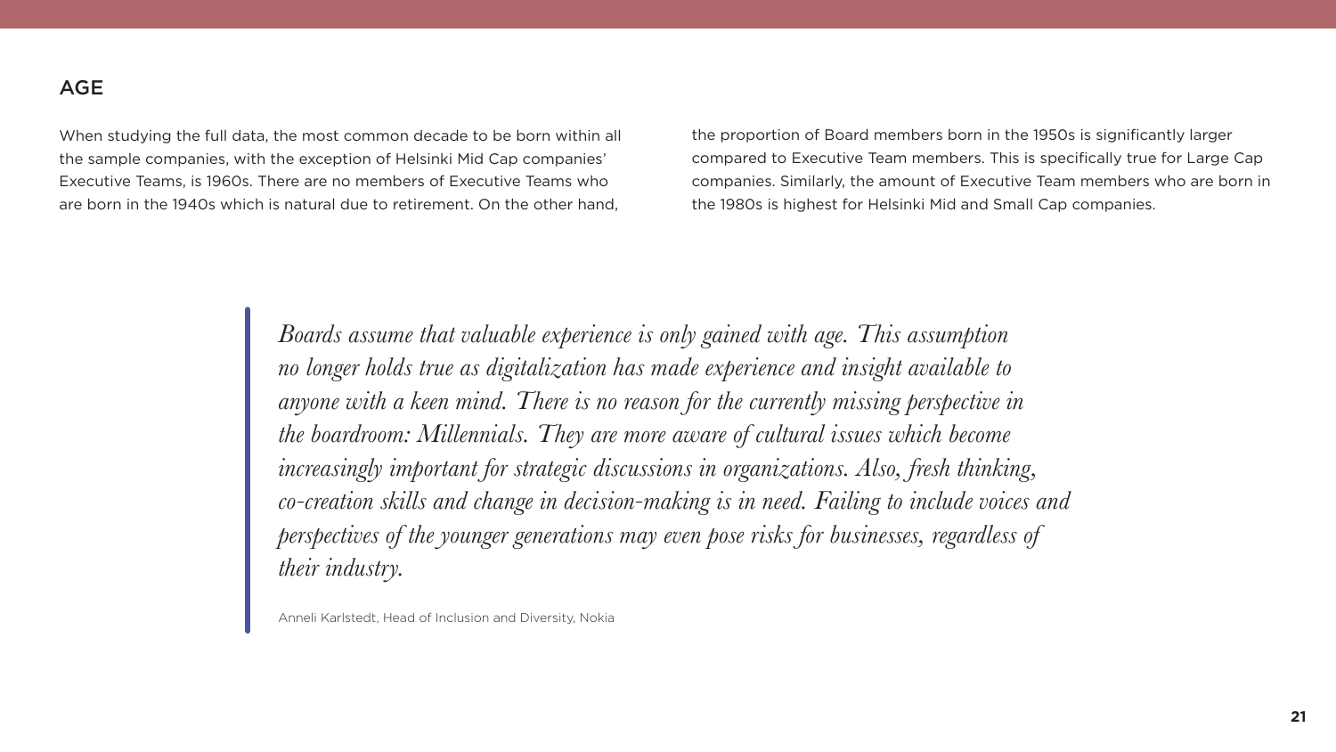## AGE

When studying the full data, the most common decade to be born within all the sample companies, with the exception of Helsinki Mid Cap companies' Executive Teams, is 1960s. There are no members of Executive Teams who are born in the 1940s which is natural due to retirement. On the other hand, the proportion of Board members born in the 1950s is significantly larger compared to Executive Team members. This is specifically true for Large Cap companies. Similarly, the amount of Executive Team members who are born in the 1980s is highest for Helsinki Mid and Small Cap companies.

> *Boards assume that valuable experience is only gained with age. This assumption no longer holds true as digitalization has made experience and insight available to anyone with a keen mind. There is no reason for the currently missing perspective in the boardroom: Millennials. They are more aware of cultural issues which become increasingly important for strategic discussions in organizations. Also, fresh thinking, co-creation skills and change in decision-making is in need. Failing to include voices and perspectives of the younger generations may even pose risks for businesses, regardless of their industry.*
>
> Anneli Karlstedt, Head of Inclusion and Diversity, Nokia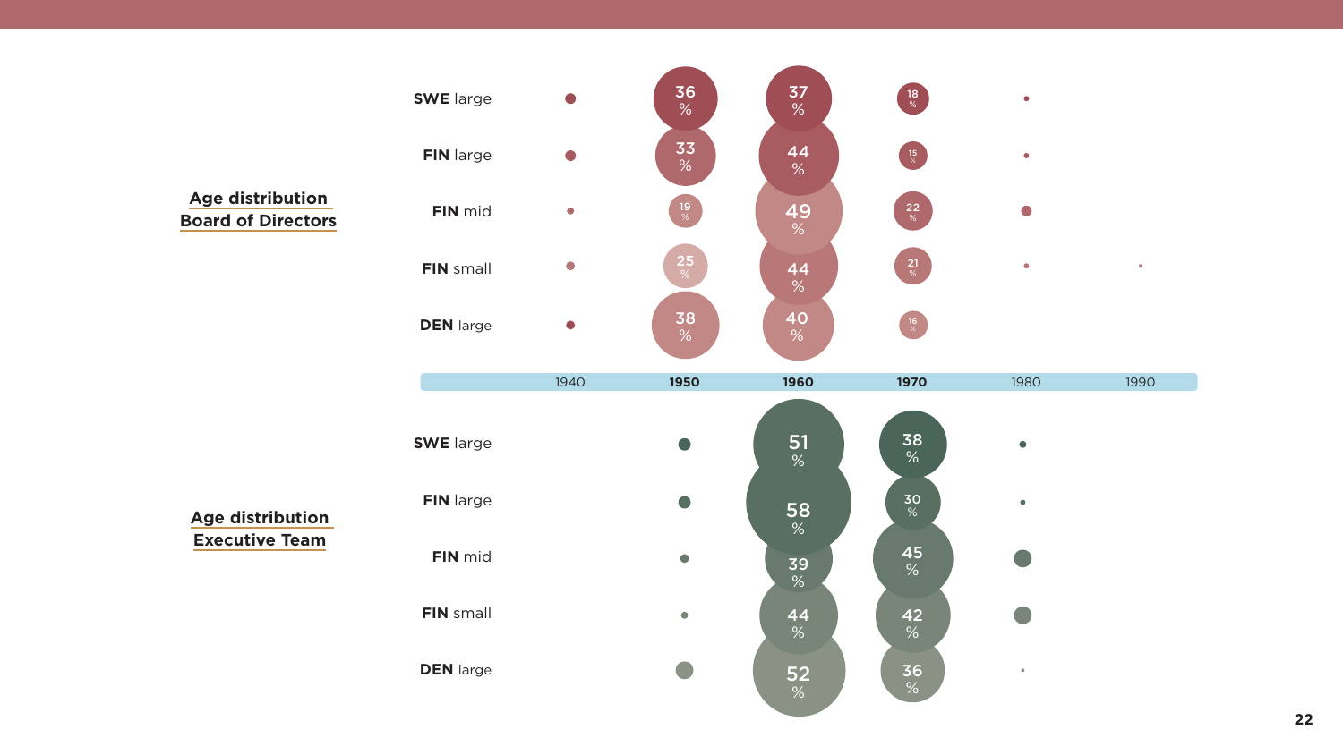## Age distribution Board of Directors

| | 1940 | 1950 | 1960 | 1970 | 1980 | 1990 |
|---|---|---|---|---|---|---|
| **SWE** large | | 36 % | 37 % | 18 % | | |
| **FIN** large | | 33 % | 44 % | 15 % | | |
| **FIN** mid | | 19 % | 49 % | 22 % | | |
| **FIN** small | | 25 % | 44 % | 21 % | | |
| **DEN** large | | 38 % | 40 % | 16 % | | |

## Age distribution Executive Team

| | 1940 | 1950 | 1960 | 1970 | 1980 | 1990 |
|---|---|---|---|---|---|---|
| **SWE** large | | | 51 % | 38 % | | |
| **FIN** large | | | 58 % | 30 % | | |
| **FIN** mid | | | 39 % | 45 % | | |
| **FIN** small | | | 44 % | 42 % | | |
| **DEN** large | | | 52 % | 36 % | | |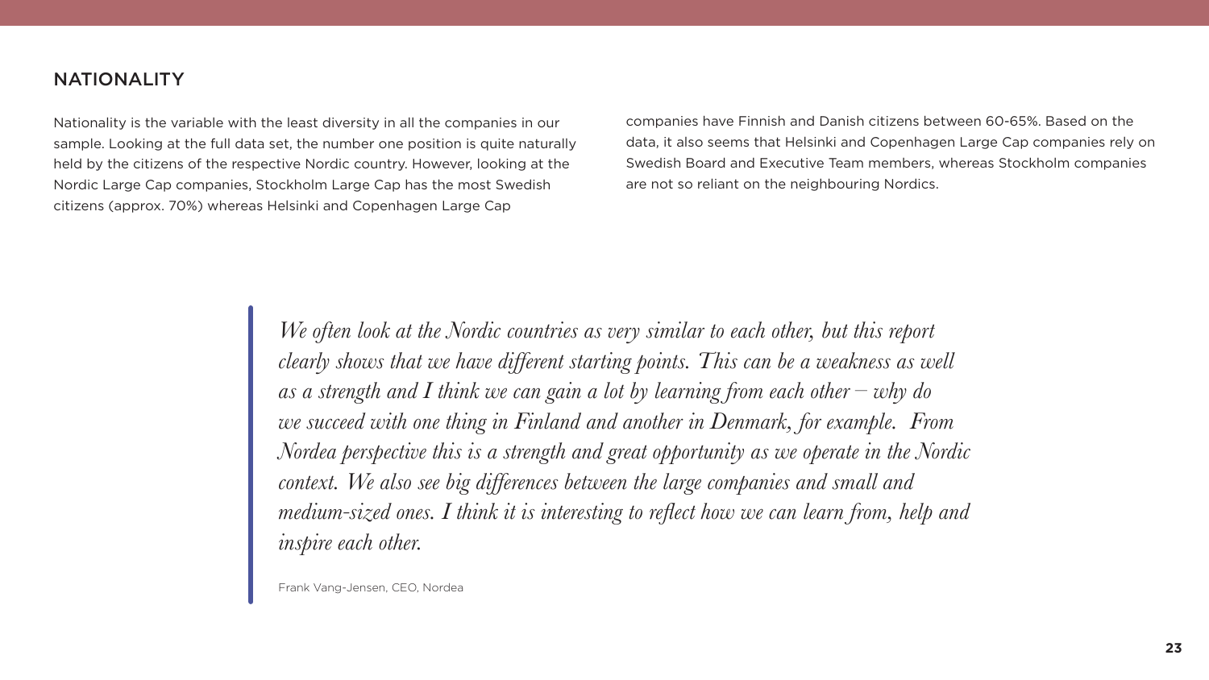## NATIONALITY

Nationality is the variable with the least diversity in all the companies in our sample. Looking at the full data set, the number one position is quite naturally held by the citizens of the respective Nordic country. However, looking at the Nordic Large Cap companies, Stockholm Large Cap has the most Swedish citizens (approx. 70%) whereas Helsinki and Copenhagen Large Cap companies have Finnish and Danish citizens between 60-65%. Based on the data, it also seems that Helsinki and Copenhagen Large Cap companies rely on Swedish Board and Executive Team members, whereas Stockholm companies are not so reliant on the neighbouring Nordics.

> *We often look at the Nordic countries as very similar to each other, but this report clearly shows that we have different starting points. This can be a weakness as well as a strength and I think we can gain a lot by learning from each other – why do we succeed with one thing in Finland and another in Denmark, for example. From Nordea perspective this is a strength and great opportunity as we operate in the Nordic context. We also see big differences between the large companies and small and medium-sized ones. I think it is interesting to reflect how we can learn from, help and inspire each other.*
>
> Frank Vang-Jensen, CEO, Nordea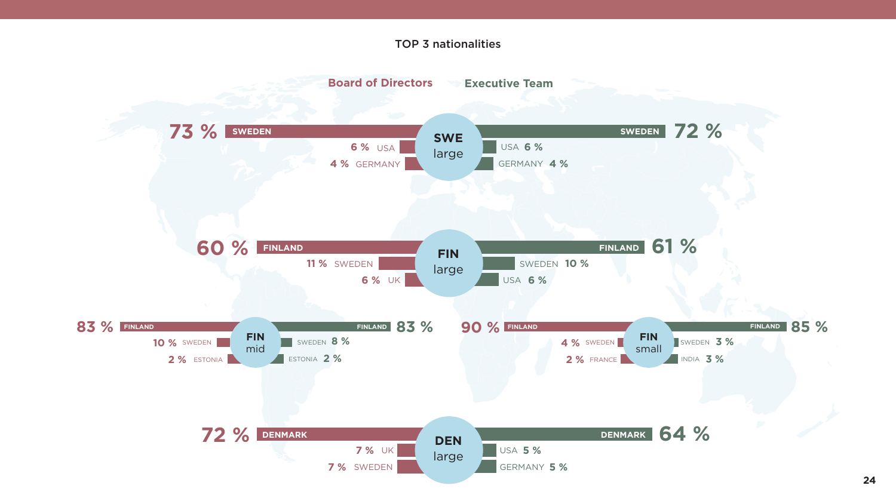## TOP 3 nationalities

| Company group | Board of Directors | Executive Team |
|---|---|---|
| **SWE large** | 73 % SWEDEN | 72 % SWEDEN |
| | 6 % USA | USA 6 % |
| | 4 % GERMANY | GERMANY 4 % |
| **FIN large** | 60 % FINLAND | 61 % FINLAND |
| | 11 % SWEDEN | SWEDEN 10 % |
| | 6 % UK | USA 6 % |
| **FIN mid** | 83 % FINLAND | 83 % FINLAND |
| | 10 % SWEDEN | SWEDEN 8 % |
| | 2 % ESTONIA | ESTONIA 2 % |
| **FIN small** | 90 % FINLAND | 85 % FINLAND |
| | 4 % SWEDEN | SWEDEN 3 % |
| | 2 % FRANCE | INDIA 3 % |
| **DEN large** | 72 % DENMARK | 64 % DENMARK |
| | 7 % UK | USA 5 % |
| | 7 % SWEDEN | GERMANY 5 % |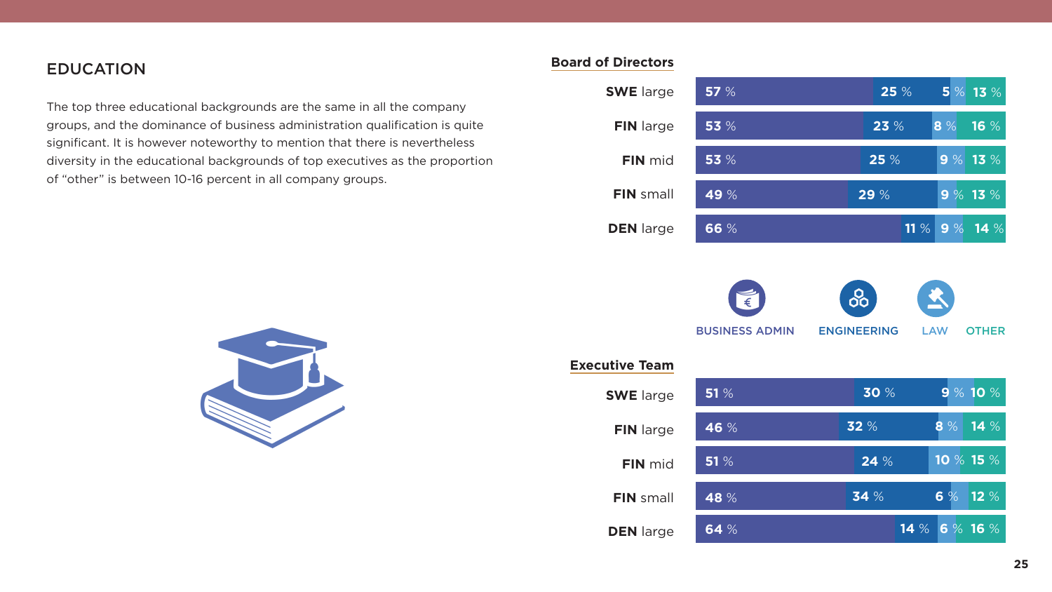## EDUCATION

The top three educational backgrounds are the same in all the company groups, and the dominance of business administration qualification is quite significant. It is however noteworthy to mention that there is nevertheless diversity in the educational backgrounds of top executives as the proportion of "other" is between 10-16 percent in all company groups.

**Board of Directors**

| | BUSINESS ADMIN | ENGINEERING | LAW | OTHER |
|---|---|---|---|---|
| **SWE** large | 57 % | 25 % | 5 % | 13 % |
| **FIN** large | 53 % | 23 % | 8 % | 16 % |
| **FIN** mid | 53 % | 25 % | 9 % | 13 % |
| **FIN** small | 49 % | 29 % | 9 % | 13 % |
| **DEN** large | 66 % | 11 % | 9 % | 14 % |

**Executive Team**

| | BUSINESS ADMIN | ENGINEERING | LAW | OTHER |
|---|---|---|---|---|
| **SWE** large | 51 % | 30 % | 9 % | 10 % |
| **FIN** large | 46 % | 32 % | 8 % | 14 % |
| **FIN** mid | 51 % | 24 % | 10 % | 15 % |
| **FIN** small | 48 % | 34 % | 6 % | 12 % |
| **DEN** large | 64 % | 14 % | 6 % | 16 % |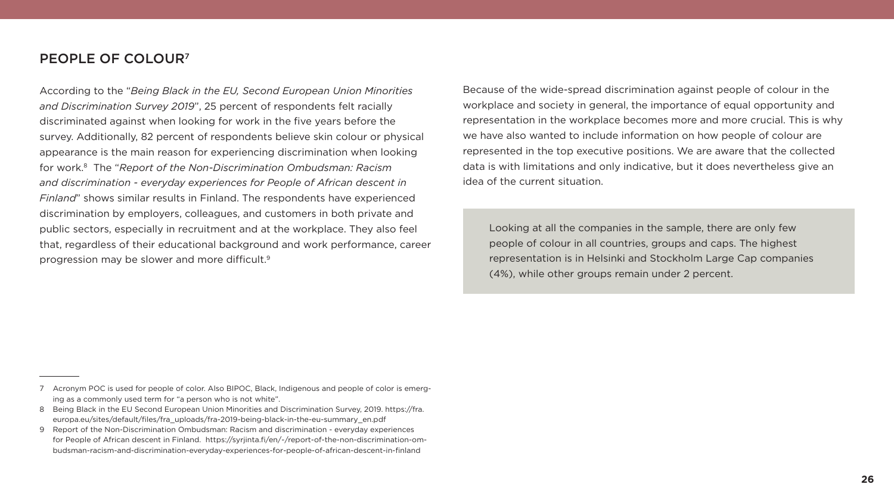## PEOPLE OF COLOUR[7]

According to the "*Being Black in the EU, Second European Union Minorities and Discrimination Survey 2019*", 25 percent of respondents felt racially discriminated against when looking for work in the five years before the survey. Additionally, 82 percent of respondents believe skin colour or physical appearance is the main reason for experiencing discrimination when looking for work.[8] The "*Report of the Non-Discrimination Ombudsman: Racism and discrimination - everyday experiences for People of African descent in Finland*" shows similar results in Finland. The respondents have experienced discrimination by employers, colleagues, and customers in both private and public sectors, especially in recruitment and at the workplace. They also feel that, regardless of their educational background and work performance, career progression may be slower and more difficult.[9]

Because of the wide-spread discrimination against people of colour in the workplace and society in general, the importance of equal opportunity and representation in the workplace becomes more and more crucial. This is why we have also wanted to include information on how people of colour are represented in the top executive positions. We are aware that the collected data is with limitations and only indicative, but it does nevertheless give an idea of the current situation.

> Looking at all the companies in the sample, there are only few people of colour in all countries, groups and caps. The highest representation is in Helsinki and Stockholm Large Cap companies (4%), while other groups remain under 2 percent.

---

7 Acronym POC is used for people of color. Also BIPOC, Black, Indigenous and people of color is emerging as a commonly used term for "a person who is not white".

8 Being Black in the EU Second European Union Minorities and Discrimination Survey, 2019. https://fra.europa.eu/sites/default/files/fra_uploads/fra-2019-being-black-in-the-eu-summary_en.pdf

9 Report of the Non-Discrimination Ombudsman: Racism and discrimination - everyday experiences for People of African descent in Finland. https://syrjinta.fi/en/-/report-of-the-non-discrimination-ombudsman-racism-and-discrimination-everyday-experiences-for-people-of-african-descent-in-finland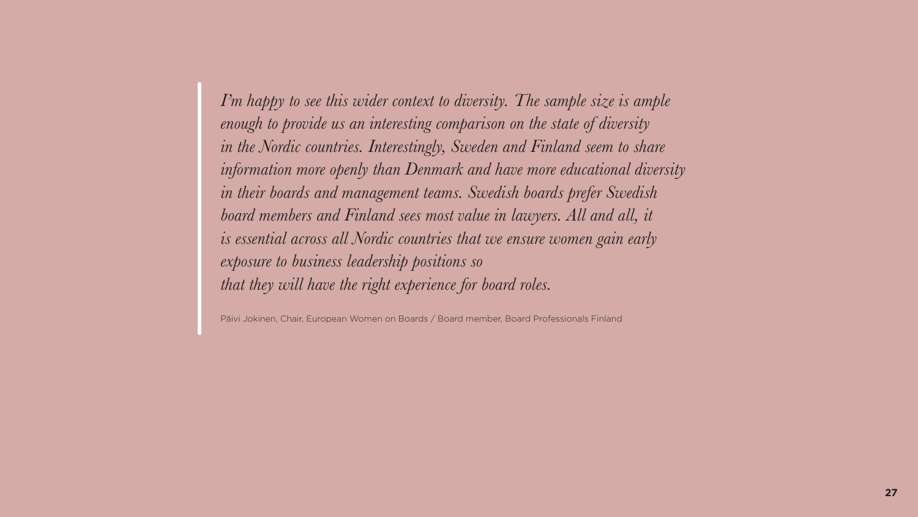> *I'm happy to see this wider context to diversity. The sample size is ample enough to provide us an interesting comparison on the state of diversity in the Nordic countries. Interestingly, Sweden and Finland seem to share information more openly than Denmark and have more educational diversity in their boards and management teams. Swedish boards prefer Swedish board members and Finland sees most value in lawyers. All and all, it is essential across all Nordic countries that we ensure women gain early exposure to business leadership positions so that they will have the right experience for board roles.*
>
> Päivi Jokinen, Chair, European Women on Boards / Board member, Board Professionals Finland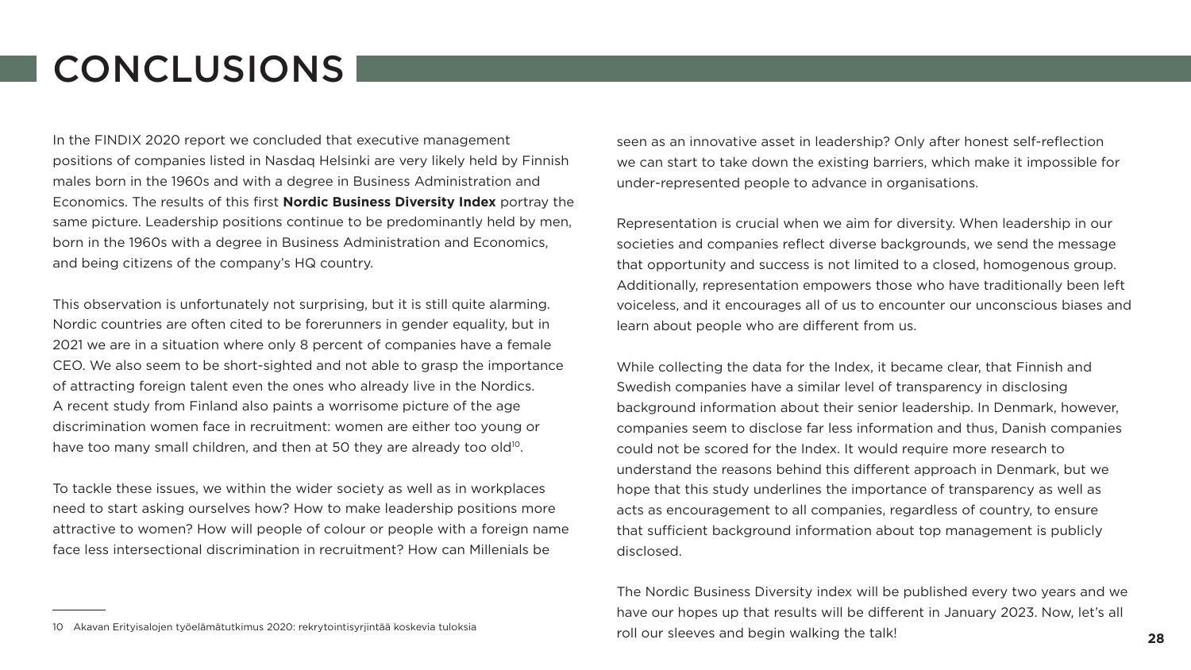# CONCLUSIONS

In the FINDIX 2020 report we concluded that executive management positions of companies listed in Nasdaq Helsinki are very likely held by Finnish males born in the 1960s and with a degree in Business Administration and Economics. The results of this first **Nordic Business Diversity Index** portray the same picture. Leadership positions continue to be predominantly held by men, born in the 1960s with a degree in Business Administration and Economics, and being citizens of the company's HQ country.

This observation is unfortunately not surprising, but it is still quite alarming. Nordic countries are often cited to be forerunners in gender equality, but in 2021 we are in a situation where only 8 percent of companies have a female CEO. We also seem to be short-sighted and not able to grasp the importance of attracting foreign talent even the ones who already live in the Nordics. A recent study from Finland also paints a worrisome picture of the age discrimination women face in recruitment: women are either too young or have too many small children, and then at 50 they are already too old[10].

To tackle these issues, we within the wider society as well as in workplaces need to start asking ourselves how? How to make leadership positions more attractive to women? How will people of colour or people with a foreign name face less intersectional discrimination in recruitment? How can Millenials be seen as an innovative asset in leadership? Only after honest self-reflection we can start to take down the existing barriers, which make it impossible for under-represented people to advance in organisations.

Representation is crucial when we aim for diversity. When leadership in our societies and companies reflect diverse backgrounds, we send the message that opportunity and success is not limited to a closed, homogenous group. Additionally, representation empowers those who have traditionally been left voiceless, and it encourages all of us to encounter our unconscious biases and learn about people who are different from us.

While collecting the data for the Index, it became clear, that Finnish and Swedish companies have a similar level of transparency in disclosing background information about their senior leadership. In Denmark, however, companies seem to disclose far less information and thus, Danish companies could not be scored for the Index. It would require more research to understand the reasons behind this different approach in Denmark, but we hope that this study underlines the importance of transparency as well as acts as encouragement to all companies, regardless of country, to ensure that sufficient background information about top management is publicly disclosed.

The Nordic Business Diversity index will be published every two years and we have our hopes up that results will be different in January 2023. Now, let's all roll our sleeves and begin walking the talk!

---

10 Akavan Erityisalojen työelämätutkimus 2020: rekrytointisyrjintää koskevia tuloksia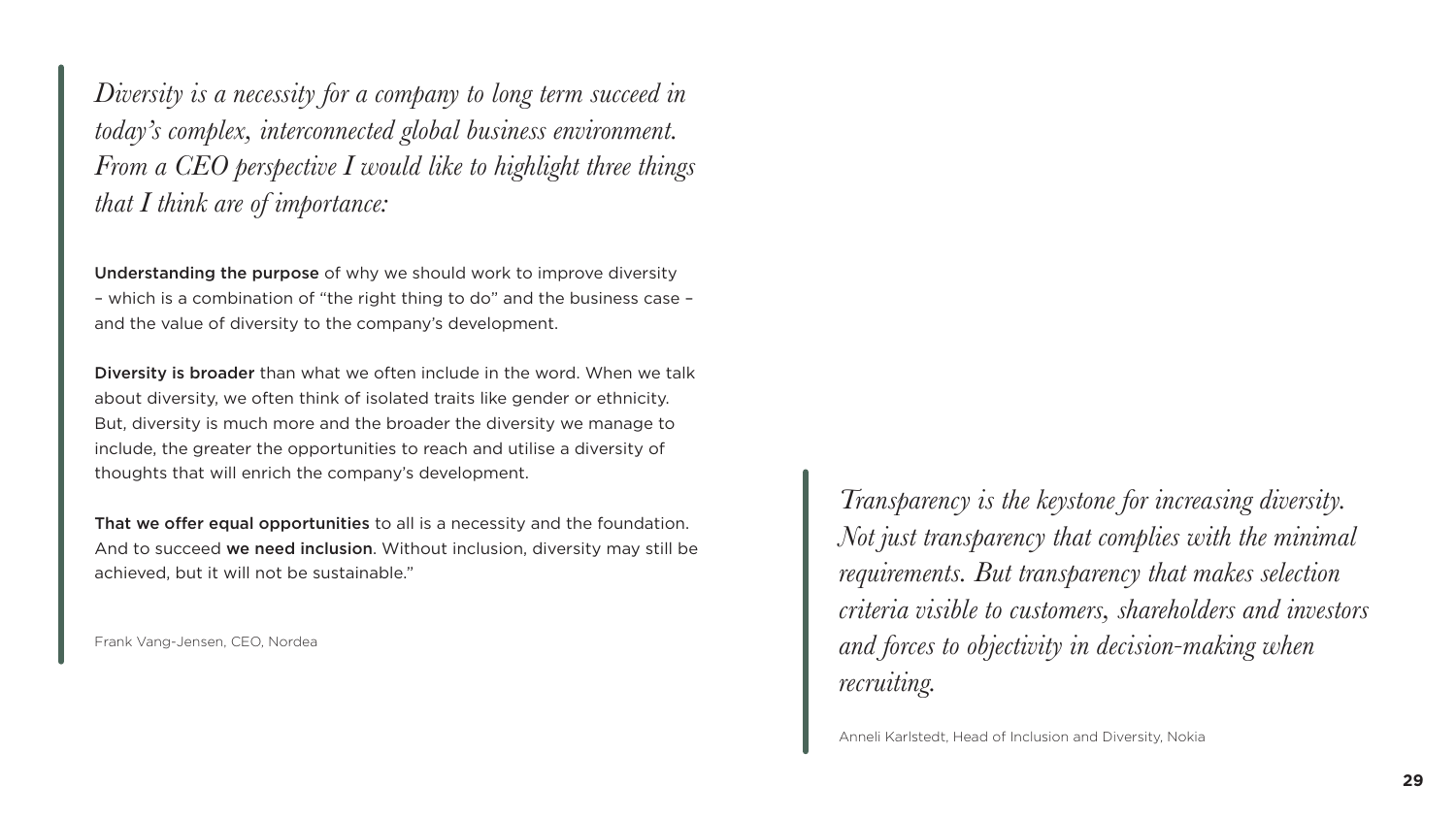*Diversity is a necessity for a company to long term succeed in today's complex, interconnected global business environment. From a CEO perspective I would like to highlight three things that I think are of importance:*

**Understanding the purpose** of why we should work to improve diversity – which is a combination of "the right thing to do" and the business case – and the value of diversity to the company's development.

**Diversity is broader** than what we often include in the word. When we talk about diversity, we often think of isolated traits like gender or ethnicity. But, diversity is much more and the broader the diversity we manage to include, the greater the opportunities to reach and utilise a diversity of thoughts that will enrich the company's development.

**That we offer equal opportunities** to all is a necessity and the foundation. And to succeed **we need inclusion**. Without inclusion, diversity may still be achieved, but it will not be sustainable."

Frank Vang-Jensen, CEO, Nordea

*Transparency is the keystone for increasing diversity. Not just transparency that complies with the minimal requirements. But transparency that makes selection criteria visible to customers, shareholders and investors and forces to objectivity in decision-making when recruiting.*

Anneli Karlstedt, Head of Inclusion and Diversity, Nokia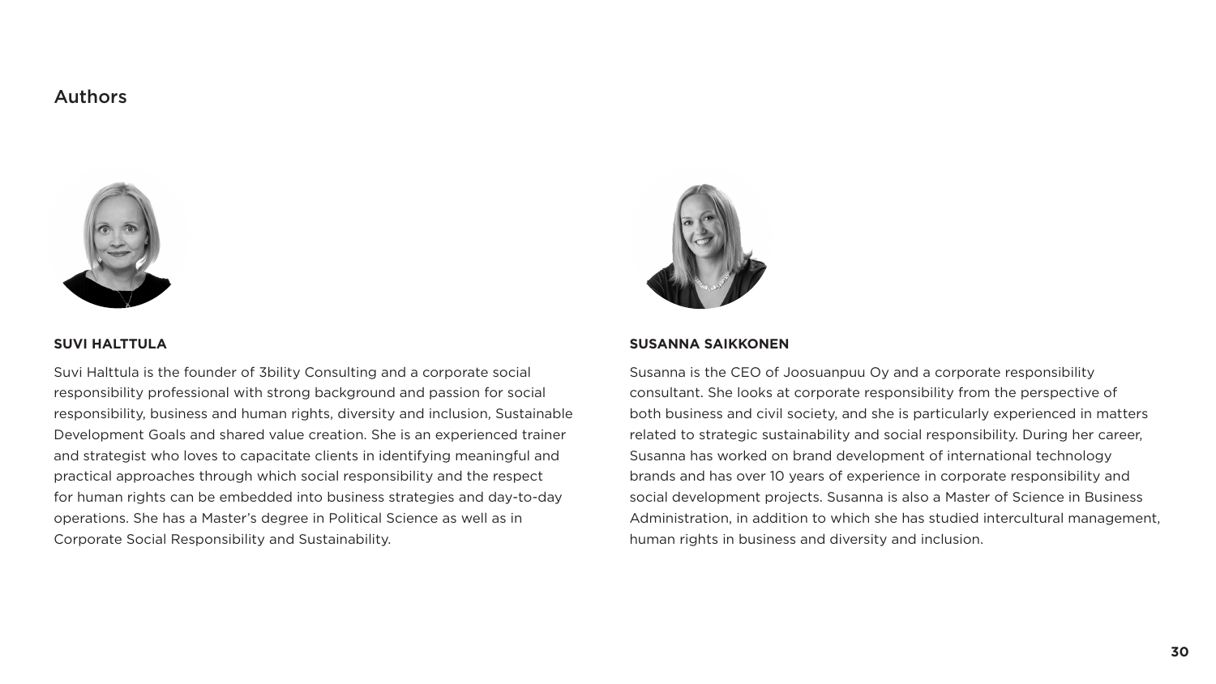# Authors

**SUVI HALTTULA**

Suvi Halttula is the founder of 3bility Consulting and a corporate social responsibility professional with strong background and passion for social responsibility, business and human rights, diversity and inclusion, Sustainable Development Goals and shared value creation. She is an experienced trainer and strategist who loves to capacitate clients in identifying meaningful and practical approaches through which social responsibility and the respect for human rights can be embedded into business strategies and day-to-day operations. She has a Master's degree in Political Science as well as in Corporate Social Responsibility and Sustainability.

**SUSANNA SAIKKONEN**

Susanna is the CEO of Joosuanpuu Oy and a corporate responsibility consultant. She looks at corporate responsibility from the perspective of both business and civil society, and she is particularly experienced in matters related to strategic sustainability and social responsibility. During her career, Susanna has worked on brand development of international technology brands and has over 10 years of experience in corporate responsibility and social development projects. Susanna is also a Master of Science in Business Administration, in addition to which she has studied intercultural management, human rights in business and diversity and inclusion.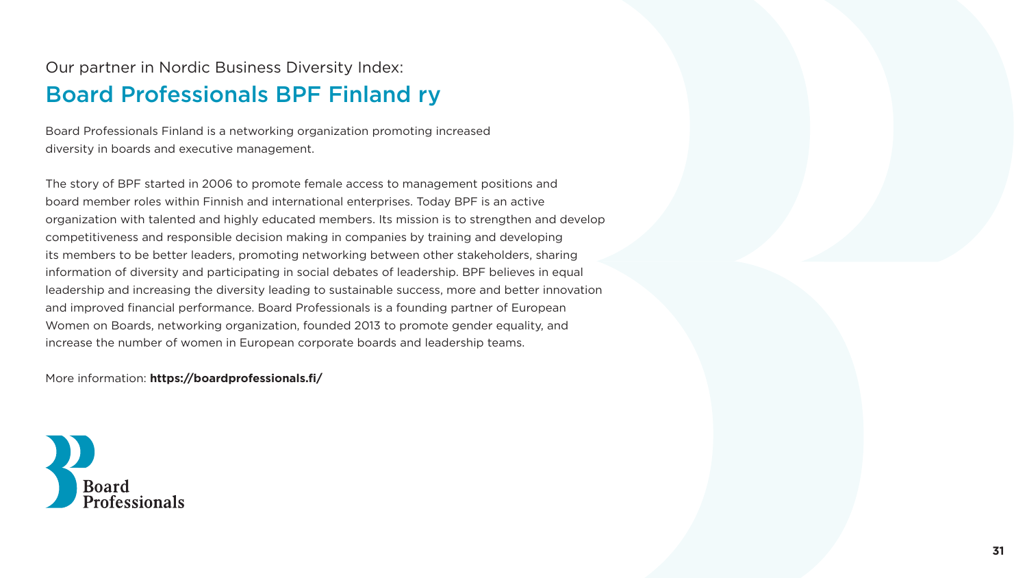Our partner in Nordic Business Diversity Index:

# Board Professionals BPF Finland ry

Board Professionals Finland is a networking organization promoting increased diversity in boards and executive management.

The story of BPF started in 2006 to promote female access to management positions and board member roles within Finnish and international enterprises. Today BPF is an active organization with talented and highly educated members. Its mission is to strengthen and develop competitiveness and responsible decision making in companies by training and developing its members to be better leaders, promoting networking between other stakeholders, sharing information of diversity and participating in social debates of leadership. BPF believes in equal leadership and increasing the diversity leading to sustainable success, more and better innovation and improved financial performance. Board Professionals is a founding partner of European Women on Boards, networking organization, founded 2013 to promote gender equality, and increase the number of women in European corporate boards and leadership teams.

More information: **https://boardprofessionals.fi/**

Board Professionals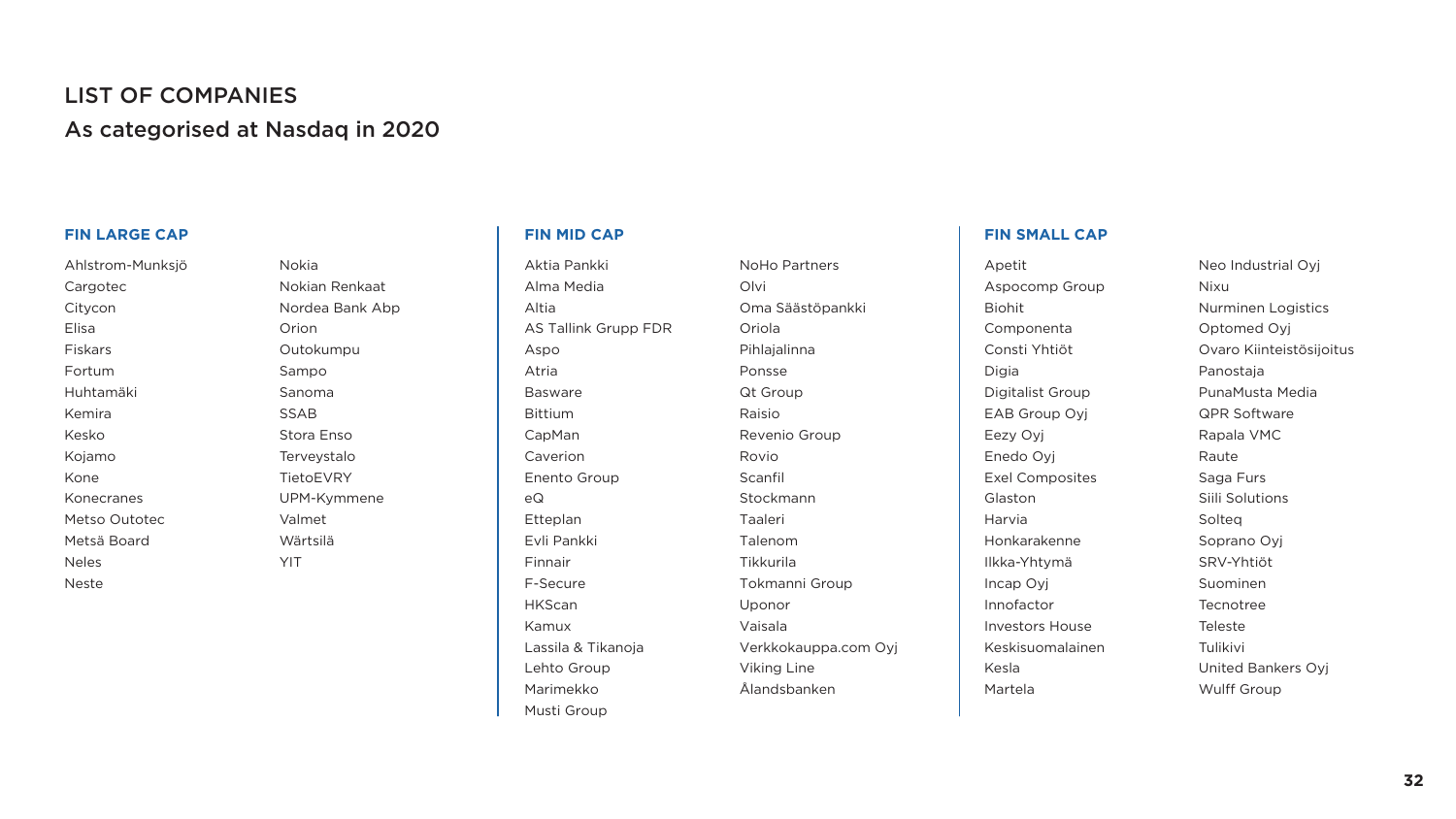# LIST OF COMPANIES

## As categorised at Nasdaq in 2020

### FIN LARGE CAP

- Ahlstrom-Munksjö
- Cargotec
- Citycon
- Elisa
- Fiskars
- Fortum
- Huhtamäki
- Kemira
- Kesko
- Kojamo
- Kone
- Konecranes
- Metso Outotec
- Metsä Board
- Neles
- Neste
- Nokia
- Nokian Renkaat
- Nordea Bank Abp
- Orion
- Outokumpu
- Sampo
- Sanoma
- SSAB
- Stora Enso
- Terveystalo
- TietoEVRY
- UPM-Kymmene
- Valmet
- Wärtsilä
- YIT

### FIN MID CAP

- Aktia Pankki
- Alma Media
- Altia
- AS Tallink Grupp FDR
- Aspo
- Atria
- Basware
- Bittium
- CapMan
- Caverion
- Enento Group
- eQ
- Etteplan
- Evli Pankki
- Finnair
- F-Secure
- HKScan
- Kamux
- Lassila & Tikanoja
- Lehto Group
- Marimekko
- Musti Group
- NoHo Partners
- Olvi
- Oma Säästöpankki
- Oriola
- Pihlajalinna
- Ponsse
- Qt Group
- Raisio
- Revenio Group
- Rovio
- Scanfil
- Stockmann
- Taaleri
- Talenom
- Tikkurila
- Tokmanni Group
- Uponor
- Vaisala
- Verkkokauppa.com Oyj
- Viking Line
- Ålandsbanken

### FIN SMALL CAP

- Apetit
- Aspocomp Group
- Biohit
- Componenta
- Consti Yhtiöt
- Digia
- Digitalist Group
- EAB Group Oyj
- Eezy Oyj
- Enedo Oyj
- Exel Composites
- Glaston
- Harvia
- Honkarakenne
- Ilkka-Yhtymä
- Incap Oyj
- Innofactor
- Investors House
- Keskisuomalainen
- Kesla
- Martela
- Neo Industrial Oyj
- Nixu
- Nurminen Logistics
- Optomed Oyj
- Ovaro Kiinteistösijoitus
- Panostaja
- PunaMusta Media
- QPR Software
- Rapala VMC
- Raute
- Saga Furs
- Siili Solutions
- Solteq
- Soprano Oyj
- SRV-Yhtiöt
- Suominen
- Tecnotree
- Teleste
- Tulikivi
- United Bankers Oyj
- Wulff Group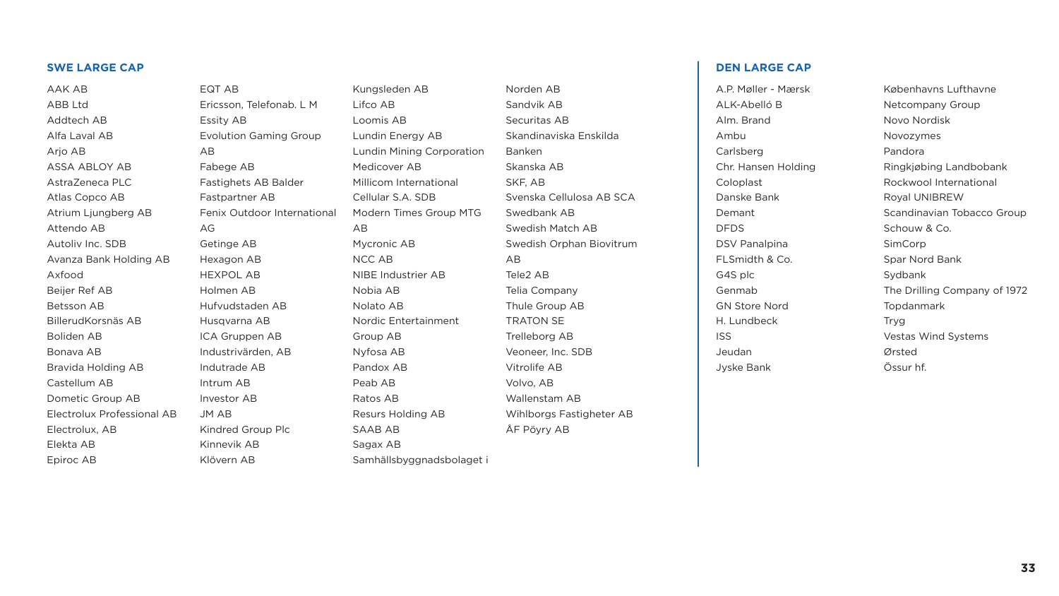## SWE LARGE CAP

- AAK AB
- ABB Ltd
- Addtech AB
- Alfa Laval AB
- Arjo AB
- ASSA ABLOY AB
- AstraZeneca PLC
- Atlas Copco AB
- Atrium Ljungberg AB
- Attendo AB
- Autoliv Inc. SDB
- Avanza Bank Holding AB
- Axfood
- Beijer Ref AB
- Betsson AB
- BillerudKorsnäs AB
- Boliden AB
- Bonava AB
- Bravida Holding AB
- Castellum AB
- Dometic Group AB
- Electrolux Professional AB
- Electrolux, AB
- Elekta AB
- Epiroc AB
- EQT AB
- Ericsson, Telefonab. L M
- Essity AB
- Evolution Gaming Group AB
- Fabege AB
- Fastighets AB Balder
- Fastpartner AB
- Fenix Outdoor International AG
- Getinge AB
- Hexagon AB
- HEXPOL AB
- Holmen AB
- Hufvudstaden AB
- Husqvarna AB
- ICA Gruppen AB
- Industrivärden, AB
- Indutrade AB
- Intrum AB
- Investor AB
- JM AB
- Kindred Group Plc
- Kinnevik AB
- Klövern AB
- Kungsleden AB
- Lifco AB
- Loomis AB
- Lundin Energy AB
- Lundin Mining Corporation
- Medicover AB
- Millicom International Cellular S.A. SDB
- Modern Times Group MTG AB
- Mycronic AB
- NCC AB
- NIBE Industrier AB
- Nobia AB
- Nolato AB
- Nordic Entertainment Group AB
- Nyfosa AB
- Pandox AB
- Peab AB
- Ratos AB
- Resurs Holding AB
- SAAB AB
- Sagax AB
- Samhällsbyggnadsbolaget i Norden AB
- Sandvik AB
- Securitas AB
- Skandinaviska Enskilda Banken
- Skanska AB
- SKF, AB
- Svenska Cellulosa AB SCA
- Swedbank AB
- Swedish Match AB
- Swedish Orphan Biovitrum AB
- Tele2 AB
- Telia Company
- Thule Group AB
- TRATON SE
- Trelleborg AB
- Veoneer, Inc. SDB
- Vitrolife AB
- Volvo, AB
- Wallenstam AB
- Wihlborgs Fastigheter AB
- ÅF Pöyry AB

## DEN LARGE CAP

- A.P. Møller - Mærsk
- ALK-Abelló B
- Alm. Brand
- Ambu
- Carlsberg
- Chr. Hansen Holding
- Coloplast
- Danske Bank
- Demant
- DFDS
- DSV Panalpina
- FLSmidth & Co.
- G4S plc
- Genmab
- GN Store Nord
- H. Lundbeck
- ISS
- Jeudan
- Jyske Bank
- Københavns Lufthavne
- Netcompany Group
- Novo Nordisk
- Novozymes
- Pandora
- Ringkjøbing Landbobank
- Rockwool International
- Royal UNIBREW
- Scandinavian Tobacco Group
- Schouw & Co.
- SimCorp
- Spar Nord Bank
- Sydbank
- The Drilling Company of 1972
- Topdanmark
- Tryg
- Vestas Wind Systems
- Ørsted
- Össur hf.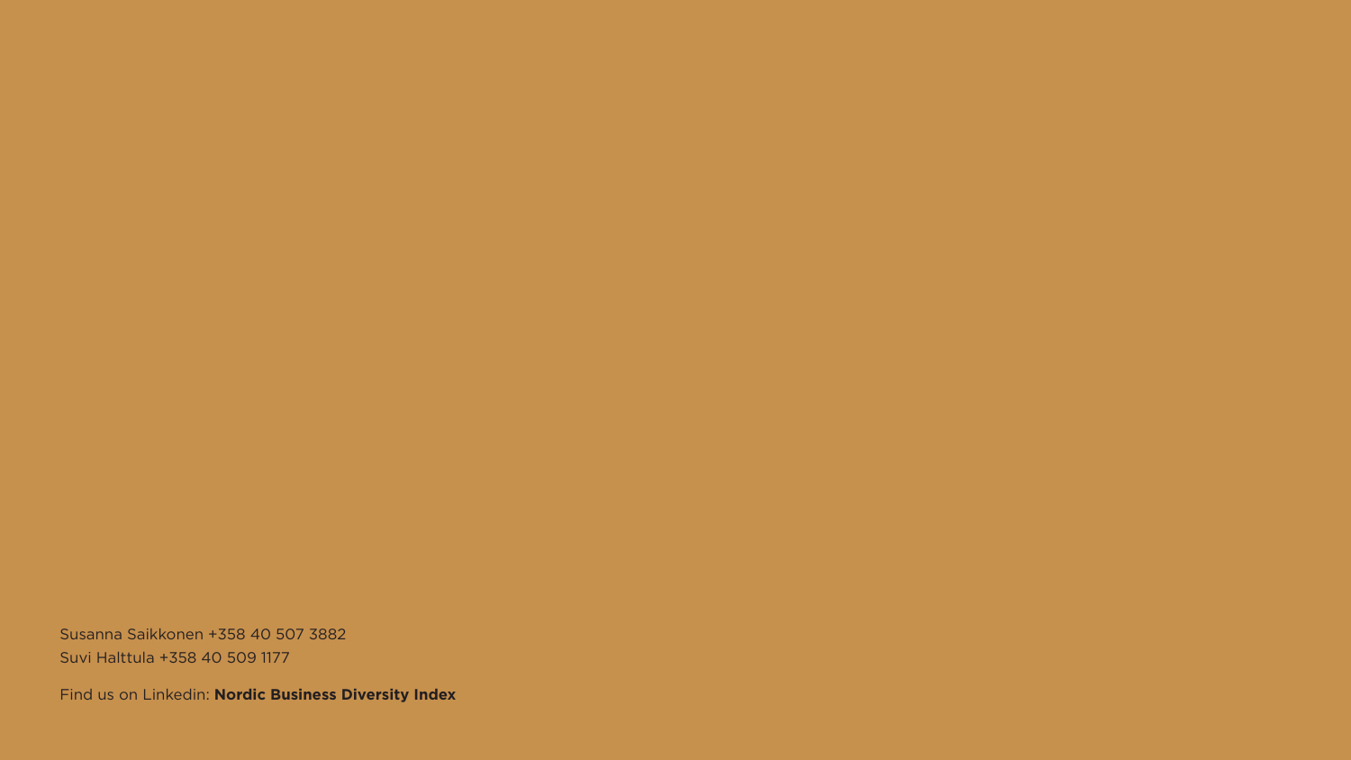Susanna Saikkonen +358 40 507 3882
Suvi Halttula +358 40 509 1177

Find us on Linkedin: **Nordic Business Diversity Index**